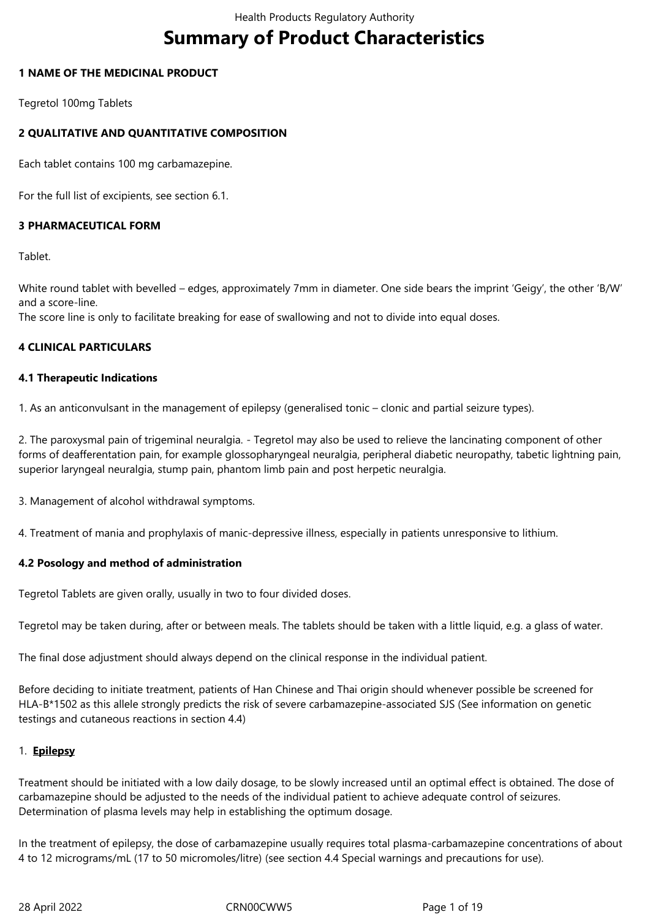# Summary of Product Characteristics

## 1 NAME OF THE MEDICINAL PRODUCT

Tegretol 100mg Tablets

## 2 QUALITATIVE AND QUANTITATIVE COMPOSITION

Each tablet contains 100 mg carbamazepine.

For the full list of excipients, see section 6.1.

## 3 PHARMACEUTICAL FORM

Tablet.

White round tablet with bevelled – edges, approximately 7mm in diameter. One side bears the imprint 'Geigy', the other 'B/W' and a score-line.
The score line is only to facilitate breaking for ease of swallowing and not to divide into equal doses.

## 4 CLINICAL PARTICULARS

### 4.1 Therapeutic Indications

1. As an anticonvulsant in the management of epilepsy (generalised tonic – clonic and partial seizure types).

2. The paroxysmal pain of trigeminal neuralgia. - Tegretol may also be used to relieve the lancinating component of other forms of deafferentation pain, for example glossopharyngeal neuralgia, peripheral diabetic neuropathy, tabetic lightning pain, superior laryngeal neuralgia, stump pain, phantom limb pain and post herpetic neuralgia.

3. Management of alcohol withdrawal symptoms.

4. Treatment of mania and prophylaxis of manic-depressive illness, especially in patients unresponsive to lithium.

### 4.2 Posology and method of administration

Tegretol Tablets are given orally, usually in two to four divided doses.

Tegretol may be taken during, after or between meals. The tablets should be taken with a little liquid, e.g. a glass of water.

The final dose adjustment should always depend on the clinical response in the individual patient.

Before deciding to initiate treatment, patients of Han Chinese and Thai origin should whenever possible be screened for HLA-B*1502 as this allele strongly predicts the risk of severe carbamazepine-associated SJS (See information on genetic testings and cutaneous reactions in section 4.4)

1. **Epilepsy**

Treatment should be initiated with a low daily dosage, to be slowly increased until an optimal effect is obtained. The dose of carbamazepine should be adjusted to the needs of the individual patient to achieve adequate control of seizures. Determination of plasma levels may help in establishing the optimum dosage.

In the treatment of epilepsy, the dose of carbamazepine usually requires total plasma-carbamazepine concentrations of about 4 to 12 micrograms/mL (17 to 50 micromoles/litre) (see section 4.4 Special warnings and precautions for use).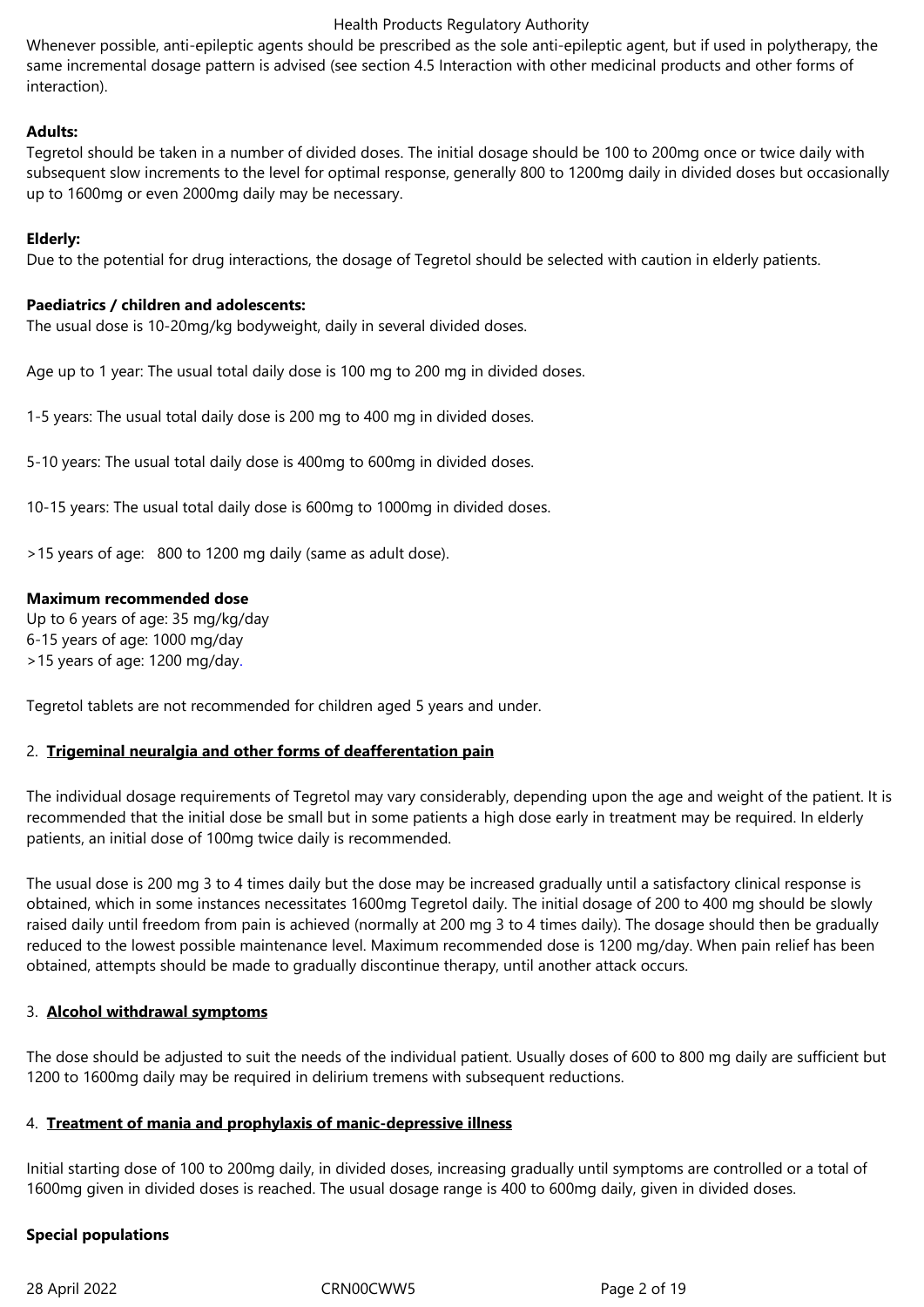Whenever possible, anti-epileptic agents should be prescribed as the sole anti-epileptic agent, but if used in polytherapy, the same incremental dosage pattern is advised (see section 4.5 Interaction with other medicinal products and other forms of interaction).

**Adults:**

Tegretol should be taken in a number of divided doses. The initial dosage should be 100 to 200mg once or twice daily with subsequent slow increments to the level for optimal response, generally 800 to 1200mg daily in divided doses but occasionally up to 1600mg or even 2000mg daily may be necessary.

**Elderly:**

Due to the potential for drug interactions, the dosage of Tegretol should be selected with caution in elderly patients.

**Paediatrics / children and adolescents:**

The usual dose is 10-20mg/kg bodyweight, daily in several divided doses.

Age up to 1 year: The usual total daily dose is 100 mg to 200 mg in divided doses.

1-5 years: The usual total daily dose is 200 mg to 400 mg in divided doses.

5-10 years: The usual total daily dose is 400mg to 600mg in divided doses.

10-15 years: The usual total daily dose is 600mg to 1000mg in divided doses.

>15 years of age: 800 to 1200 mg daily (same as adult dose).

**Maximum recommended dose**

Up to 6 years of age: 35 mg/kg/day
6-15 years of age: 1000 mg/day
>15 years of age: 1200 mg/day.

Tegretol tablets are not recommended for children aged 5 years and under.

2. **Trigeminal neuralgia and other forms of deafferentation pain**

The individual dosage requirements of Tegretol may vary considerably, depending upon the age and weight of the patient. It is recommended that the initial dose be small but in some patients a high dose early in treatment may be required. In elderly patients, an initial dose of 100mg twice daily is recommended.

The usual dose is 200 mg 3 to 4 times daily but the dose may be increased gradually until a satisfactory clinical response is obtained, which in some instances necessitates 1600mg Tegretol daily. The initial dosage of 200 to 400 mg should be slowly raised daily until freedom from pain is achieved (normally at 200 mg 3 to 4 times daily). The dosage should then be gradually reduced to the lowest possible maintenance level. Maximum recommended dose is 1200 mg/day. When pain relief has been obtained, attempts should be made to gradually discontinue therapy, until another attack occurs.

3. **Alcohol withdrawal symptoms**

The dose should be adjusted to suit the needs of the individual patient. Usually doses of 600 to 800 mg daily are sufficient but 1200 to 1600mg daily may be required in delirium tremens with subsequent reductions.

4. **Treatment of mania and prophylaxis of manic-depressive illness**

Initial starting dose of 100 to 200mg daily, in divided doses, increasing gradually until symptoms are controlled or a total of 1600mg given in divided doses is reached. The usual dosage range is 400 to 600mg daily, given in divided doses.

**Special populations**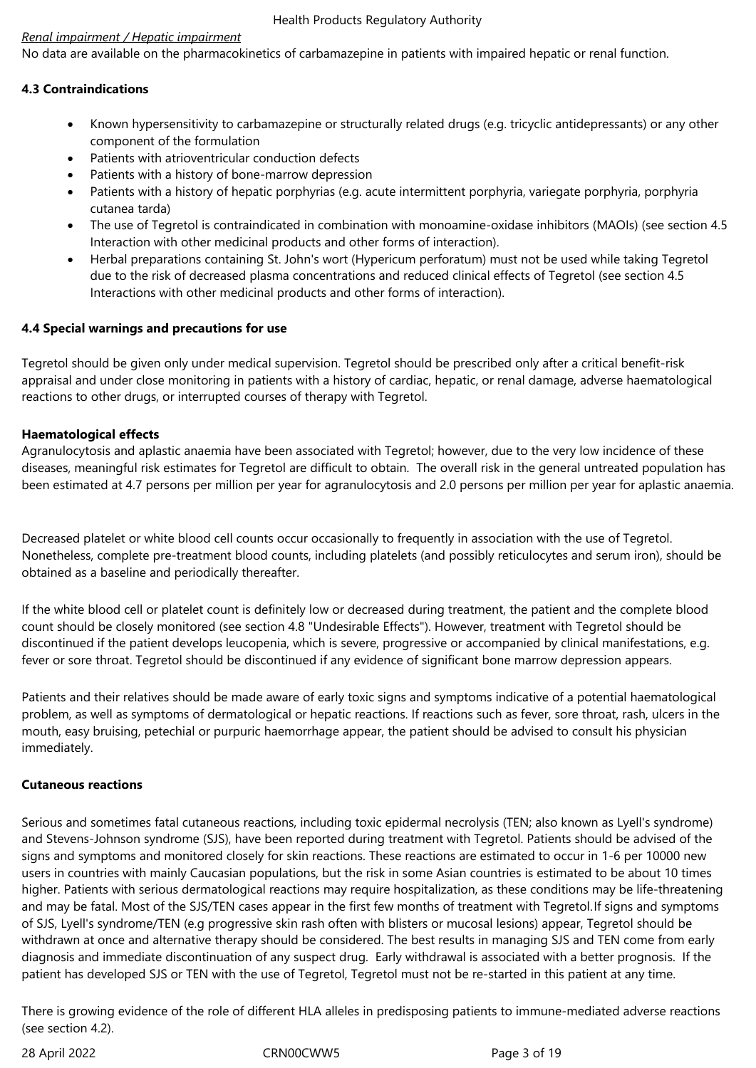*Renal impairment / Hepatic impairment*

No data are available on the pharmacokinetics of carbamazepine in patients with impaired hepatic or renal function.

**4.3 Contraindications**

- Known hypersensitivity to carbamazepine or structurally related drugs (e.g. tricyclic antidepressants) or any other component of the formulation
- Patients with atrioventricular conduction defects
- Patients with a history of bone-marrow depression
- Patients with a history of hepatic porphyrias (e.g. acute intermittent porphyria, variegate porphyria, porphyria cutanea tarda)
- The use of Tegretol is contraindicated in combination with monoamine-oxidase inhibitors (MAOIs) (see section 4.5 Interaction with other medicinal products and other forms of interaction).
- Herbal preparations containing St. John's wort (Hypericum perforatum) must not be used while taking Tegretol due to the risk of decreased plasma concentrations and reduced clinical effects of Tegretol (see section 4.5 Interactions with other medicinal products and other forms of interaction).

**4.4 Special warnings and precautions for use**

Tegretol should be given only under medical supervision. Tegretol should be prescribed only after a critical benefit-risk appraisal and under close monitoring in patients with a history of cardiac, hepatic, or renal damage, adverse haematological reactions to other drugs, or interrupted courses of therapy with Tegretol.

**Haematological effects**

Agranulocytosis and aplastic anaemia have been associated with Tegretol; however, due to the very low incidence of these diseases, meaningful risk estimates for Tegretol are difficult to obtain. The overall risk in the general untreated population has been estimated at 4.7 persons per million per year for agranulocytosis and 2.0 persons per million per year for aplastic anaemia.

Decreased platelet or white blood cell counts occur occasionally to frequently in association with the use of Tegretol. Nonetheless, complete pre-treatment blood counts, including platelets (and possibly reticulocytes and serum iron), should be obtained as a baseline and periodically thereafter.

If the white blood cell or platelet count is definitely low or decreased during treatment, the patient and the complete blood count should be closely monitored (see section 4.8 "Undesirable Effects"). However, treatment with Tegretol should be discontinued if the patient develops leucopenia, which is severe, progressive or accompanied by clinical manifestations, e.g. fever or sore throat. Tegretol should be discontinued if any evidence of significant bone marrow depression appears.

Patients and their relatives should be made aware of early toxic signs and symptoms indicative of a potential haematological problem, as well as symptoms of dermatological or hepatic reactions. If reactions such as fever, sore throat, rash, ulcers in the mouth, easy bruising, petechial or purpuric haemorrhage appear, the patient should be advised to consult his physician immediately.

**Cutaneous reactions**

Serious and sometimes fatal cutaneous reactions, including toxic epidermal necrolysis (TEN; also known as Lyell's syndrome) and Stevens-Johnson syndrome (SJS), have been reported during treatment with Tegretol. Patients should be advised of the signs and symptoms and monitored closely for skin reactions. These reactions are estimated to occur in 1-6 per 10000 new users in countries with mainly Caucasian populations, but the risk in some Asian countries is estimated to be about 10 times higher. Patients with serious dermatological reactions may require hospitalization, as these conditions may be life-threatening and may be fatal. Most of the SJS/TEN cases appear in the first few months of treatment with Tegretol.If signs and symptoms of SJS, Lyell's syndrome/TEN (e.g progressive skin rash often with blisters or mucosal lesions) appear, Tegretol should be withdrawn at once and alternative therapy should be considered. The best results in managing SJS and TEN come from early diagnosis and immediate discontinuation of any suspect drug. Early withdrawal is associated with a better prognosis. If the patient has developed SJS or TEN with the use of Tegretol, Tegretol must not be re-started in this patient at any time.

There is growing evidence of the role of different HLA alleles in predisposing patients to immune-mediated adverse reactions (see section 4.2).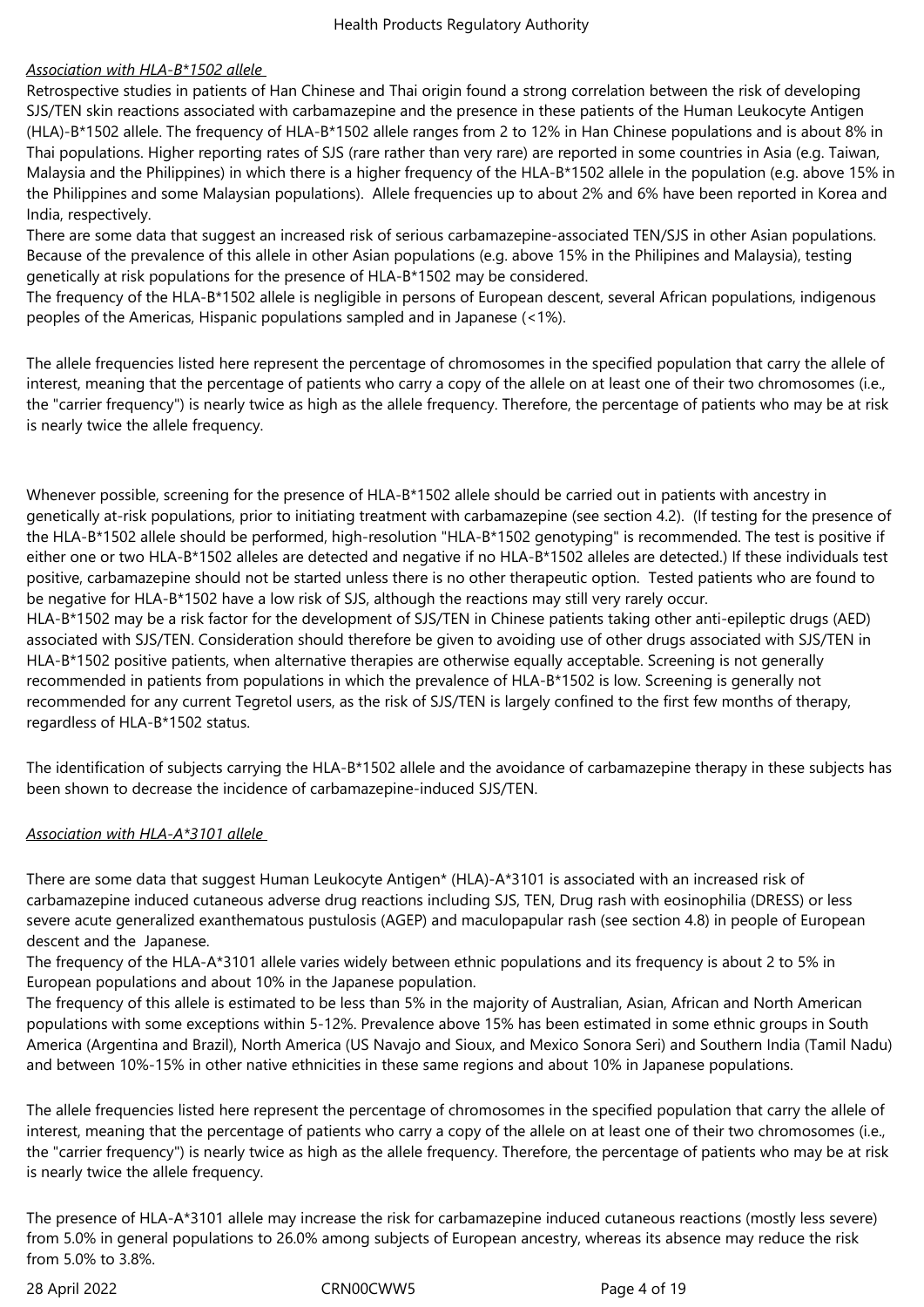*Association with HLA-B*1502 allele*

Retrospective studies in patients of Han Chinese and Thai origin found a strong correlation between the risk of developing SJS/TEN skin reactions associated with carbamazepine and the presence in these patients of the Human Leukocyte Antigen (HLA)-B*1502 allele. The frequency of HLA-B*1502 allele ranges from 2 to 12% in Han Chinese populations and is about 8% in Thai populations. Higher reporting rates of SJS (rare rather than very rare) are reported in some countries in Asia (e.g. Taiwan, Malaysia and the Philippines) in which there is a higher frequency of the HLA-B*1502 allele in the population (e.g. above 15% in the Philippines and some Malaysian populations). Allele frequencies up to about 2% and 6% have been reported in Korea and India, respectively.

There are some data that suggest an increased risk of serious carbamazepine-associated TEN/SJS in other Asian populations. Because of the prevalence of this allele in other Asian populations (e.g. above 15% in the Philipines and Malaysia), testing genetically at risk populations for the presence of HLA-B*1502 may be considered.

The frequency of the HLA-B*1502 allele is negligible in persons of European descent, several African populations, indigenous peoples of the Americas, Hispanic populations sampled and in Japanese (<1%).

The allele frequencies listed here represent the percentage of chromosomes in the specified population that carry the allele of interest, meaning that the percentage of patients who carry a copy of the allele on at least one of their two chromosomes (i.e., the "carrier frequency") is nearly twice as high as the allele frequency. Therefore, the percentage of patients who may be at risk is nearly twice the allele frequency.

Whenever possible, screening for the presence of HLA-B*1502 allele should be carried out in patients with ancestry in genetically at-risk populations, prior to initiating treatment with carbamazepine (see section 4.2). (If testing for the presence of the HLA-B*1502 allele should be performed, high-resolution "HLA-B*1502 genotyping" is recommended. The test is positive if either one or two HLA-B*1502 alleles are detected and negative if no HLA-B*1502 alleles are detected.) If these individuals test positive, carbamazepine should not be started unless there is no other therapeutic option. Tested patients who are found to be negative for HLA-B*1502 have a low risk of SJS, although the reactions may still very rarely occur.

HLA-B*1502 may be a risk factor for the development of SJS/TEN in Chinese patients taking other anti-epileptic drugs (AED) associated with SJS/TEN. Consideration should therefore be given to avoiding use of other drugs associated with SJS/TEN in HLA-B*1502 positive patients, when alternative therapies are otherwise equally acceptable. Screening is not generally recommended in patients from populations in which the prevalence of HLA-B*1502 is low. Screening is generally not recommended for any current Tegretol users, as the risk of SJS/TEN is largely confined to the first few months of therapy, regardless of HLA-B*1502 status.

The identification of subjects carrying the HLA-B*1502 allele and the avoidance of carbamazepine therapy in these subjects has been shown to decrease the incidence of carbamazepine-induced SJS/TEN.

*Association with HLA-A*3101 allele*

There are some data that suggest Human Leukocyte Antigen* (HLA)-A*3101 is associated with an increased risk of carbamazepine induced cutaneous adverse drug reactions including SJS, TEN, Drug rash with eosinophilia (DRESS) or less severe acute generalized exanthematous pustulosis (AGEP) and maculopapular rash (see section 4.8) in people of European descent and the Japanese.

The frequency of the HLA-A*3101 allele varies widely between ethnic populations and its frequency is about 2 to 5% in European populations and about 10% in the Japanese population.

The frequency of this allele is estimated to be less than 5% in the majority of Australian, Asian, African and North American populations with some exceptions within 5-12%. Prevalence above 15% has been estimated in some ethnic groups in South America (Argentina and Brazil), North America (US Navajo and Sioux, and Mexico Sonora Seri) and Southern India (Tamil Nadu) and between 10%-15% in other native ethnicities in these same regions and about 10% in Japanese populations.

The allele frequencies listed here represent the percentage of chromosomes in the specified population that carry the allele of interest, meaning that the percentage of patients who carry a copy of the allele on at least one of their two chromosomes (i.e., the "carrier frequency") is nearly twice as high as the allele frequency. Therefore, the percentage of patients who may be at risk is nearly twice the allele frequency.

The presence of HLA-A*3101 allele may increase the risk for carbamazepine induced cutaneous reactions (mostly less severe) from 5.0% in general populations to 26.0% among subjects of European ancestry, whereas its absence may reduce the risk from 5.0% to 3.8%.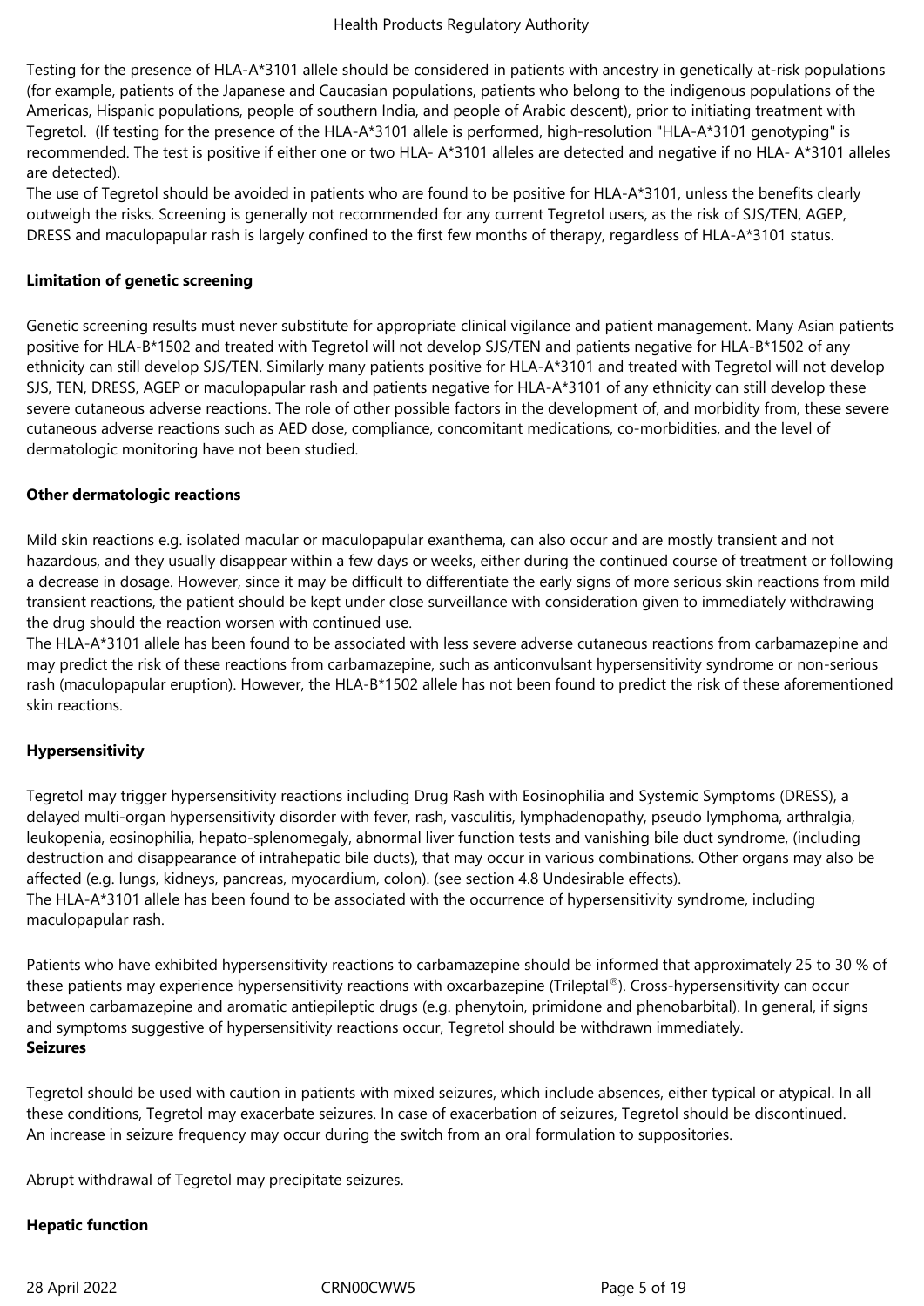Testing for the presence of HLA-A*3101 allele should be considered in patients with ancestry in genetically at-risk populations (for example, patients of the Japanese and Caucasian populations, patients who belong to the indigenous populations of the Americas, Hispanic populations, people of southern India, and people of Arabic descent), prior to initiating treatment with Tegretol. (If testing for the presence of the HLA-A*3101 allele is performed, high-resolution "HLA-A*3101 genotyping" is recommended. The test is positive if either one or two HLA- A*3101 alleles are detected and negative if no HLA- A*3101 alleles are detected).

The use of Tegretol should be avoided in patients who are found to be positive for HLA-A*3101, unless the benefits clearly outweigh the risks. Screening is generally not recommended for any current Tegretol users, as the risk of SJS/TEN, AGEP, DRESS and maculopapular rash is largely confined to the first few months of therapy, regardless of HLA-A*3101 status.

**Limitation of genetic screening**

Genetic screening results must never substitute for appropriate clinical vigilance and patient management. Many Asian patients positive for HLA-B*1502 and treated with Tegretol will not develop SJS/TEN and patients negative for HLA-B*1502 of any ethnicity can still develop SJS/TEN. Similarly many patients positive for HLA-A*3101 and treated with Tegretol will not develop SJS, TEN, DRESS, AGEP or maculopapular rash and patients negative for HLA-A*3101 of any ethnicity can still develop these severe cutaneous adverse reactions. The role of other possible factors in the development of, and morbidity from, these severe cutaneous adverse reactions such as AED dose, compliance, concomitant medications, co-morbidities, and the level of dermatologic monitoring have not been studied.

**Other dermatologic reactions**

Mild skin reactions e.g. isolated macular or maculopapular exanthema, can also occur and are mostly transient and not hazardous, and they usually disappear within a few days or weeks, either during the continued course of treatment or following a decrease in dosage. However, since it may be difficult to differentiate the early signs of more serious skin reactions from mild transient reactions, the patient should be kept under close surveillance with consideration given to immediately withdrawing the drug should the reaction worsen with continued use.

The HLA-A*3101 allele has been found to be associated with less severe adverse cutaneous reactions from carbamazepine and may predict the risk of these reactions from carbamazepine, such as anticonvulsant hypersensitivity syndrome or non-serious rash (maculopapular eruption). However, the HLA-B*1502 allele has not been found to predict the risk of these aforementioned skin reactions.

**Hypersensitivity**

Tegretol may trigger hypersensitivity reactions including Drug Rash with Eosinophilia and Systemic Symptoms (DRESS), a delayed multi-organ hypersensitivity disorder with fever, rash, vasculitis, lymphadenopathy, pseudo lymphoma, arthralgia, leukopenia, eosinophilia, hepato-splenomegaly, abnormal liver function tests and vanishing bile duct syndrome, (including destruction and disappearance of intrahepatic bile ducts), that may occur in various combinations. Other organs may also be affected (e.g. lungs, kidneys, pancreas, myocardium, colon). (see section 4.8 Undesirable effects).

The HLA-A*3101 allele has been found to be associated with the occurrence of hypersensitivity syndrome, including maculopapular rash.

Patients who have exhibited hypersensitivity reactions to carbamazepine should be informed that approximately 25 to 30 % of these patients may experience hypersensitivity reactions with oxcarbazepine (Trileptal®). Cross-hypersensitivity can occur between carbamazepine and aromatic antiepileptic drugs (e.g. phenytoin, primidone and phenobarbital). In general, if signs and symptoms suggestive of hypersensitivity reactions occur, Tegretol should be withdrawn immediately.

**Seizures**

Tegretol should be used with caution in patients with mixed seizures, which include absences, either typical or atypical. In all these conditions, Tegretol may exacerbate seizures. In case of exacerbation of seizures, Tegretol should be discontinued.

An increase in seizure frequency may occur during the switch from an oral formulation to suppositories.

Abrupt withdrawal of Tegretol may precipitate seizures.

**Hepatic function**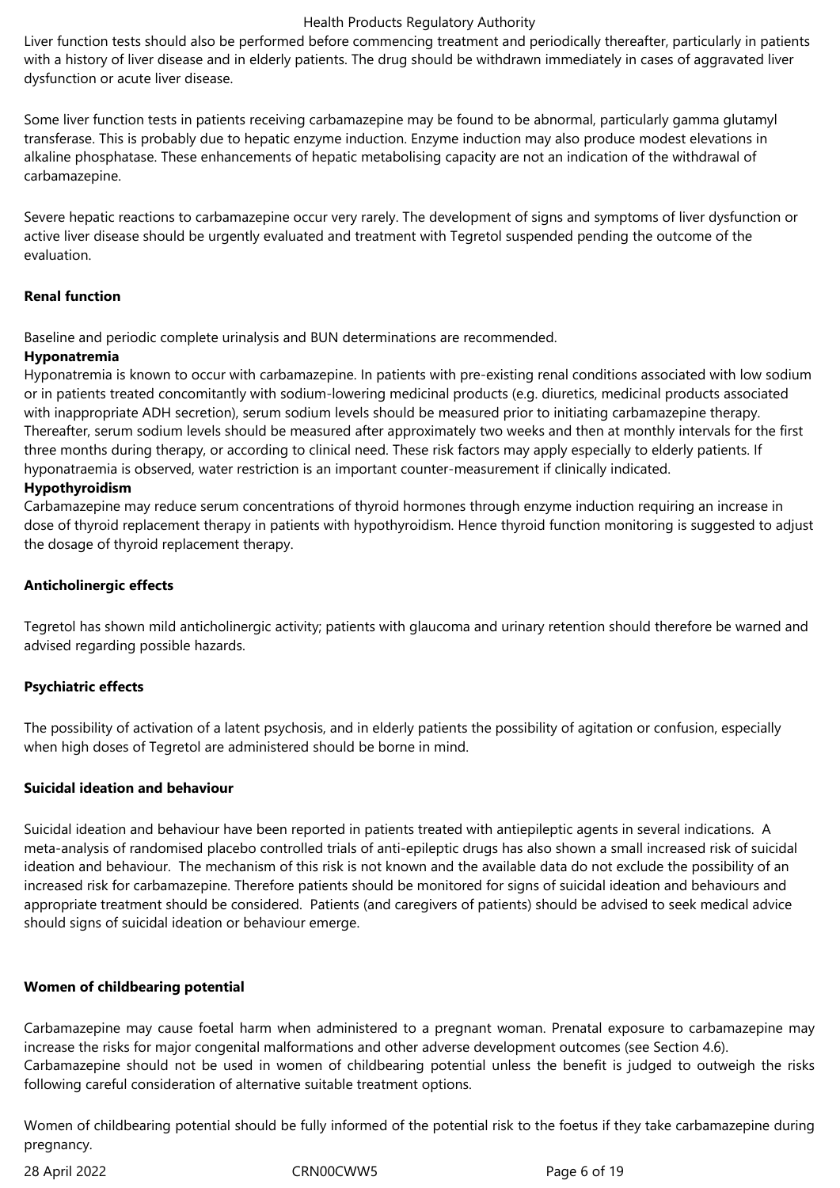Liver function tests should also be performed before commencing treatment and periodically thereafter, particularly in patients with a history of liver disease and in elderly patients. The drug should be withdrawn immediately in cases of aggravated liver dysfunction or acute liver disease.

Some liver function tests in patients receiving carbamazepine may be found to be abnormal, particularly gamma glutamyl transferase. This is probably due to hepatic enzyme induction. Enzyme induction may also produce modest elevations in alkaline phosphatase. These enhancements of hepatic metabolising capacity are not an indication of the withdrawal of carbamazepine.

Severe hepatic reactions to carbamazepine occur very rarely. The development of signs and symptoms of liver dysfunction or active liver disease should be urgently evaluated and treatment with Tegretol suspended pending the outcome of the evaluation.

**Renal function**

Baseline and periodic complete urinalysis and BUN determinations are recommended.

**Hyponatremia**

Hyponatremia is known to occur with carbamazepine. In patients with pre-existing renal conditions associated with low sodium or in patients treated concomitantly with sodium-lowering medicinal products (e.g. diuretics, medicinal products associated with inappropriate ADH secretion), serum sodium levels should be measured prior to initiating carbamazepine therapy. Thereafter, serum sodium levels should be measured after approximately two weeks and then at monthly intervals for the first three months during therapy, or according to clinical need. These risk factors may apply especially to elderly patients. If hyponatraemia is observed, water restriction is an important counter-measurement if clinically indicated.

**Hypothyroidism**

Carbamazepine may reduce serum concentrations of thyroid hormones through enzyme induction requiring an increase in dose of thyroid replacement therapy in patients with hypothyroidism. Hence thyroid function monitoring is suggested to adjust the dosage of thyroid replacement therapy.

**Anticholinergic effects**

Tegretol has shown mild anticholinergic activity; patients with glaucoma and urinary retention should therefore be warned and advised regarding possible hazards.

**Psychiatric effects**

The possibility of activation of a latent psychosis, and in elderly patients the possibility of agitation or confusion, especially when high doses of Tegretol are administered should be borne in mind.

**Suicidal ideation and behaviour**

Suicidal ideation and behaviour have been reported in patients treated with antiepileptic agents in several indications. A meta-analysis of randomised placebo controlled trials of anti-epileptic drugs has also shown a small increased risk of suicidal ideation and behaviour. The mechanism of this risk is not known and the available data do not exclude the possibility of an increased risk for carbamazepine. Therefore patients should be monitored for signs of suicidal ideation and behaviours and appropriate treatment should be considered. Patients (and caregivers of patients) should be advised to seek medical advice should signs of suicidal ideation or behaviour emerge.

**Women of childbearing potential**

Carbamazepine may cause foetal harm when administered to a pregnant woman. Prenatal exposure to carbamazepine may increase the risks for major congenital malformations and other adverse development outcomes (see Section 4.6). Carbamazepine should not be used in women of childbearing potential unless the benefit is judged to outweigh the risks following careful consideration of alternative suitable treatment options.

Women of childbearing potential should be fully informed of the potential risk to the foetus if they take carbamazepine during pregnancy.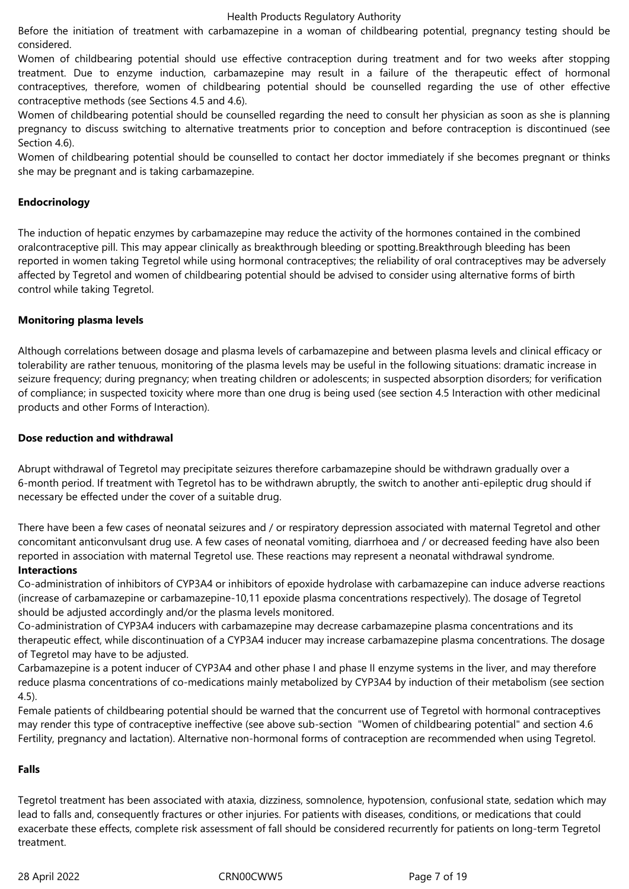Before the initiation of treatment with carbamazepine in a woman of childbearing potential, pregnancy testing should be considered.

Women of childbearing potential should use effective contraception during treatment and for two weeks after stopping treatment. Due to enzyme induction, carbamazepine may result in a failure of the therapeutic effect of hormonal contraceptives, therefore, women of childbearing potential should be counselled regarding the use of other effective contraceptive methods (see Sections 4.5 and 4.6).

Women of childbearing potential should be counselled regarding the need to consult her physician as soon as she is planning pregnancy to discuss switching to alternative treatments prior to conception and before contraception is discontinued (see Section 4.6).

Women of childbearing potential should be counselled to contact her doctor immediately if she becomes pregnant or thinks she may be pregnant and is taking carbamazepine.

**Endocrinology**

The induction of hepatic enzymes by carbamazepine may reduce the activity of the hormones contained in the combined oralcontraceptive pill. This may appear clinically as breakthrough bleeding or spotting.Breakthrough bleeding has been reported in women taking Tegretol while using hormonal contraceptives; the reliability of oral contraceptives may be adversely affected by Tegretol and women of childbearing potential should be advised to consider using alternative forms of birth control while taking Tegretol.

**Monitoring plasma levels**

Although correlations between dosage and plasma levels of carbamazepine and between plasma levels and clinical efficacy or tolerability are rather tenuous, monitoring of the plasma levels may be useful in the following situations: dramatic increase in seizure frequency; during pregnancy; when treating children or adolescents; in suspected absorption disorders; for verification of compliance; in suspected toxicity where more than one drug is being used (see section 4.5 Interaction with other medicinal products and other Forms of Interaction).

**Dose reduction and withdrawal**

Abrupt withdrawal of Tegretol may precipitate seizures therefore carbamazepine should be withdrawn gradually over a 6-month period. If treatment with Tegretol has to be withdrawn abruptly, the switch to another anti-epileptic drug should if necessary be effected under the cover of a suitable drug.

There have been a few cases of neonatal seizures and / or respiratory depression associated with maternal Tegretol and other concomitant anticonvulsant drug use. A few cases of neonatal vomiting, diarrhoea and / or decreased feeding have also been reported in association with maternal Tegretol use. These reactions may represent a neonatal withdrawal syndrome.

**Interactions**

Co-administration of inhibitors of CYP3A4 or inhibitors of epoxide hydrolase with carbamazepine can induce adverse reactions (increase of carbamazepine or carbamazepine-10,11 epoxide plasma concentrations respectively). The dosage of Tegretol should be adjusted accordingly and/or the plasma levels monitored.

Co-administration of CYP3A4 inducers with carbamazepine may decrease carbamazepine plasma concentrations and its therapeutic effect, while discontinuation of a CYP3A4 inducer may increase carbamazepine plasma concentrations. The dosage of Tegretol may have to be adjusted.

Carbamazepine is a potent inducer of CYP3A4 and other phase I and phase II enzyme systems in the liver, and may therefore reduce plasma concentrations of co-medications mainly metabolized by CYP3A4 by induction of their metabolism (see section 4.5).

Female patients of childbearing potential should be warned that the concurrent use of Tegretol with hormonal contraceptives may render this type of contraceptive ineffective (see above sub-section "Women of childbearing potential" and section 4.6 Fertility, pregnancy and lactation). Alternative non-hormonal forms of contraception are recommended when using Tegretol.

**Falls**

Tegretol treatment has been associated with ataxia, dizziness, somnolence, hypotension, confusional state, sedation which may lead to falls and, consequently fractures or other injuries. For patients with diseases, conditions, or medications that could exacerbate these effects, complete risk assessment of fall should be considered recurrently for patients on long-term Tegretol treatment.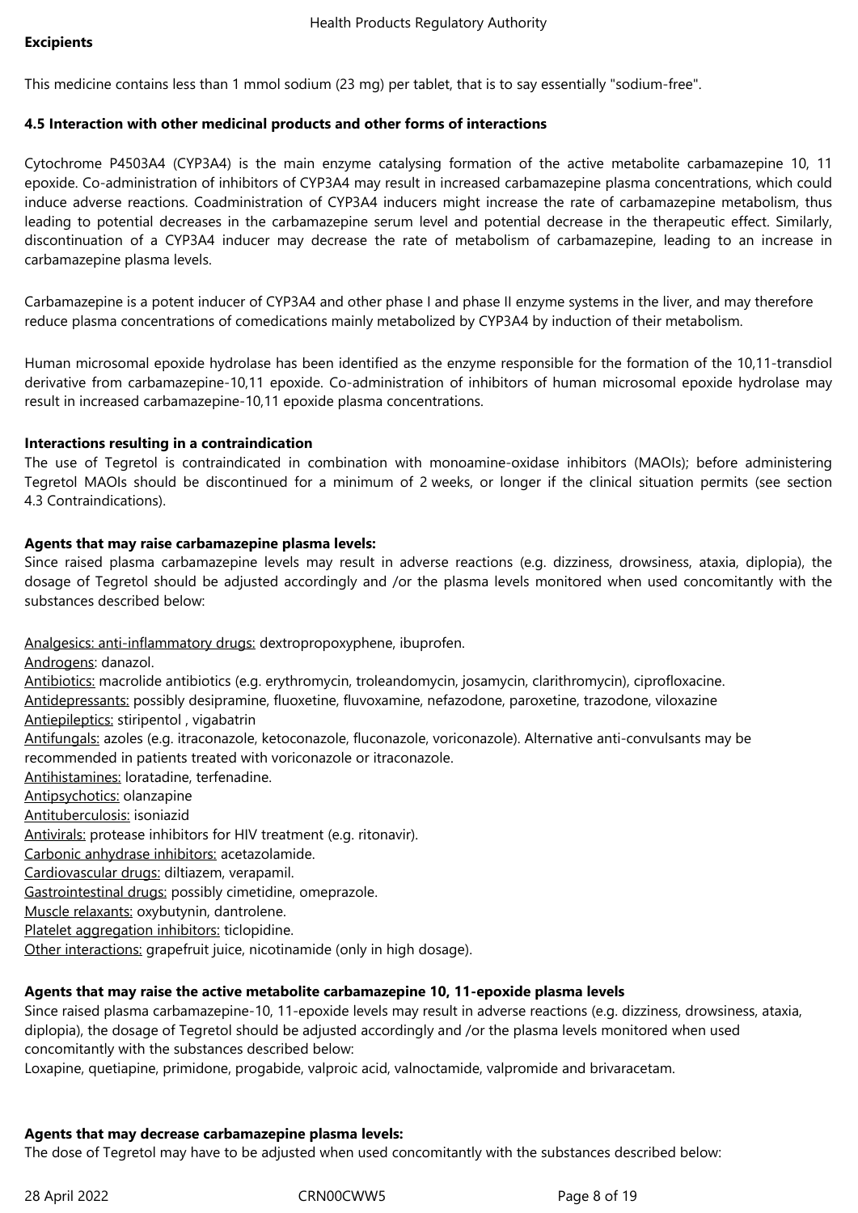**Excipients**

This medicine contains less than 1 mmol sodium (23 mg) per tablet, that is to say essentially "sodium-free".

**4.5 Interaction with other medicinal products and other forms of interactions**

Cytochrome P4503A4 (CYP3A4) is the main enzyme catalysing formation of the active metabolite carbamazepine 10, 11 epoxide. Co-administration of inhibitors of CYP3A4 may result in increased carbamazepine plasma concentrations, which could induce adverse reactions. Coadministration of CYP3A4 inducers might increase the rate of carbamazepine metabolism, thus leading to potential decreases in the carbamazepine serum level and potential decrease in the therapeutic effect. Similarly, discontinuation of a CYP3A4 inducer may decrease the rate of metabolism of carbamazepine, leading to an increase in carbamazepine plasma levels.

Carbamazepine is a potent inducer of CYP3A4 and other phase I and phase II enzyme systems in the liver, and may therefore reduce plasma concentrations of comedications mainly metabolized by CYP3A4 by induction of their metabolism.

Human microsomal epoxide hydrolase has been identified as the enzyme responsible for the formation of the 10,11-transdiol derivative from carbamazepine-10,11 epoxide. Co-administration of inhibitors of human microsomal epoxide hydrolase may result in increased carbamazepine-10,11 epoxide plasma concentrations.

**Interactions resulting in a contraindication**

The use of Tegretol is contraindicated in combination with monoamine-oxidase inhibitors (MAOIs); before administering Tegretol MAOIs should be discontinued for a minimum of 2 weeks, or longer if the clinical situation permits (see section 4.3 Contraindications).

**Agents that may raise carbamazepine plasma levels:**

Since raised plasma carbamazepine levels may result in adverse reactions (e.g. dizziness, drowsiness, ataxia, diplopia), the dosage of Tegretol should be adjusted accordingly and /or the plasma levels monitored when used concomitantly with the substances described below:

Analgesics: anti-inflammatory drugs: dextropropoxyphene, ibuprofen.
Androgens: danazol.
Antibiotics: macrolide antibiotics (e.g. erythromycin, troleandomycin, josamycin, clarithromycin), ciprofloxacine.
Antidepressants: possibly desipramine, fluoxetine, fluvoxamine, nefazodone, paroxetine, trazodone, viloxazine
Antiepileptics: stiripentol , vigabatrin
Antifungals: azoles (e.g. itraconazole, ketoconazole, fluconazole, voriconazole). Alternative anti-convulsants may be recommended in patients treated with voriconazole or itraconazole.
Antihistamines: loratadine, terfenadine.
Antipsychotics: olanzapine
Antituberculosis: isoniazid
Antivirals: protease inhibitors for HIV treatment (e.g. ritonavir).
Carbonic anhydrase inhibitors: acetazolamide.
Cardiovascular drugs: diltiazem, verapamil.
Gastrointestinal drugs: possibly cimetidine, omeprazole.
Muscle relaxants: oxybutynin, dantrolene.
Platelet aggregation inhibitors: ticlopidine.
Other interactions: grapefruit juice, nicotinamide (only in high dosage).

**Agents that may raise the active metabolite carbamazepine 10, 11-epoxide plasma levels**

Since raised plasma carbamazepine-10, 11-epoxide levels may result in adverse reactions (e.g. dizziness, drowsiness, ataxia, diplopia), the dosage of Tegretol should be adjusted accordingly and /or the plasma levels monitored when used concomitantly with the substances described below:
Loxapine, quetiapine, primidone, progabide, valproic acid, valnoctamide, valpromide and brivaracetam.

**Agents that may decrease carbamazepine plasma levels:**

The dose of Tegretol may have to be adjusted when used concomitantly with the substances described below: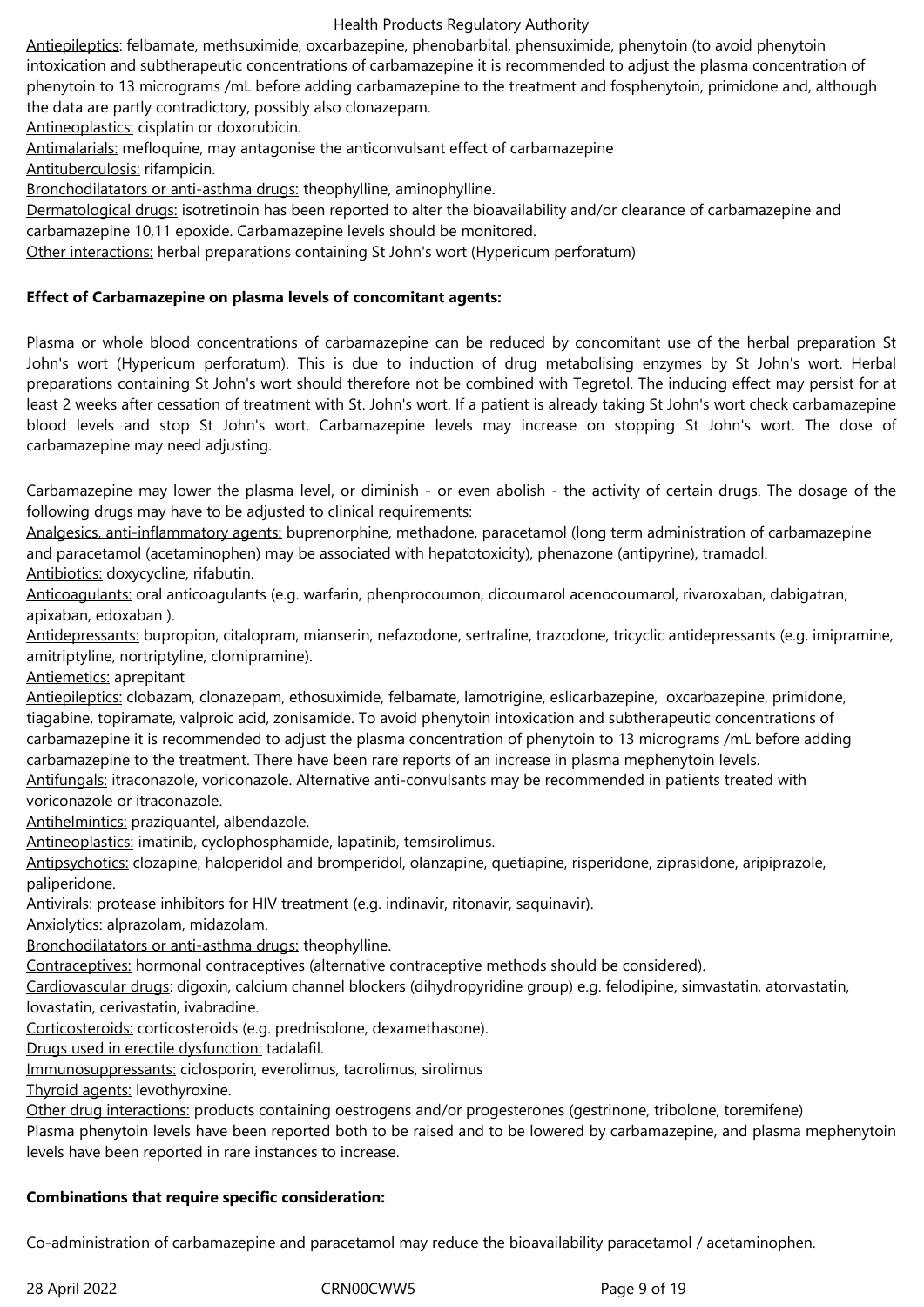Antiepileptics: felbamate, methsuximide, oxcarbazepine, phenobarbital, phensuximide, phenytoin (to avoid phenytoin intoxication and subtherapeutic concentrations of carbamazepine it is recommended to adjust the plasma concentration of phenytoin to 13 micrograms /mL before adding carbamazepine to the treatment and fosphenytoin, primidone and, although the data are partly contradictory, possibly also clonazepam.
Antineoplastics: cisplatin or doxorubicin.
Antimalarials: mefloquine, may antagonise the anticonvulsant effect of carbamazepine
Antituberculosis: rifampicin.
Bronchodilatators or anti-asthma drugs: theophylline, aminophylline.
Dermatological drugs: isotretinoin has been reported to alter the bioavailability and/or clearance of carbamazepine and carbamazepine 10,11 epoxide. Carbamazepine levels should be monitored.
Other interactions: herbal preparations containing St John's wort (Hypericum perforatum)

**Effect of Carbamazepine on plasma levels of concomitant agents:**

Plasma or whole blood concentrations of carbamazepine can be reduced by concomitant use of the herbal preparation St John's wort (Hypericum perforatum). This is due to induction of drug metabolising enzymes by St John's wort. Herbal preparations containing St John's wort should therefore not be combined with Tegretol. The inducing effect may persist for at least 2 weeks after cessation of treatment with St. John's wort. If a patient is already taking St John's wort check carbamazepine blood levels and stop St John's wort. Carbamazepine levels may increase on stopping St John's wort. The dose of carbamazepine may need adjusting.

Carbamazepine may lower the plasma level, or diminish - or even abolish - the activity of certain drugs. The dosage of the following drugs may have to be adjusted to clinical requirements:
Analgesics, anti-inflammatory agents: buprenorphine, methadone, paracetamol (long term administration of carbamazepine and paracetamol (acetaminophen) may be associated with hepatotoxicity), phenazone (antipyrine), tramadol.
Antibiotics: doxycycline, rifabutin.
Anticoagulants: oral anticoagulants (e.g. warfarin, phenprocoumon, dicoumarol acenocoumarol, rivaroxaban, dabigatran, apixaban, edoxaban ).
Antidepressants: bupropion, citalopram, mianserin, nefazodone, sertraline, trazodone, tricyclic antidepressants (e.g. imipramine, amitriptyline, nortriptyline, clomipramine).
Antiemetics: aprepitant
Antiepileptics: clobazam, clonazepam, ethosuximide, felbamate, lamotrigine, eslicarbazepine, oxcarbazepine, primidone, tiagabine, topiramate, valproic acid, zonisamide. To avoid phenytoin intoxication and subtherapeutic concentrations of carbamazepine it is recommended to adjust the plasma concentration of phenytoin to 13 micrograms /mL before adding carbamazepine to the treatment. There have been rare reports of an increase in plasma mephenytoin levels.
Antifungals: itraconazole, voriconazole. Alternative anti-convulsants may be recommended in patients treated with voriconazole or itraconazole.
Antihelmintics: praziquantel, albendazole.
Antineoplastics: imatinib, cyclophosphamide, lapatinib, temsirolimus.
Antipsychotics: clozapine, haloperidol and bromperidol, olanzapine, quetiapine, risperidone, ziprasidone, aripiprazole, paliperidone.
Antivirals: protease inhibitors for HIV treatment (e.g. indinavir, ritonavir, saquinavir).
Anxiolytics: alprazolam, midazolam.
Bronchodilatators or anti-asthma drugs: theophylline.
Contraceptives: hormonal contraceptives (alternative contraceptive methods should be considered).
Cardiovascular drugs: digoxin, calcium channel blockers (dihydropyridine group) e.g. felodipine, simvastatin, atorvastatin, lovastatin, cerivastatin, ivabradine.
Corticosteroids: corticosteroids (e.g. prednisolone, dexamethasone).
Drugs used in erectile dysfunction: tadalafil.
Immunosuppressants: ciclosporin, everolimus, tacrolimus, sirolimus
Thyroid agents: levothyroxine.
Other drug interactions: products containing oestrogens and/or progesterones (gestrinone, tibolone, toremifene)
Plasma phenytoin levels have been reported both to be raised and to be lowered by carbamazepine, and plasma mephenytoin levels have been reported in rare instances to increase.

**Combinations that require specific consideration:**

Co-administration of carbamazepine and paracetamol may reduce the bioavailability paracetamol / acetaminophen.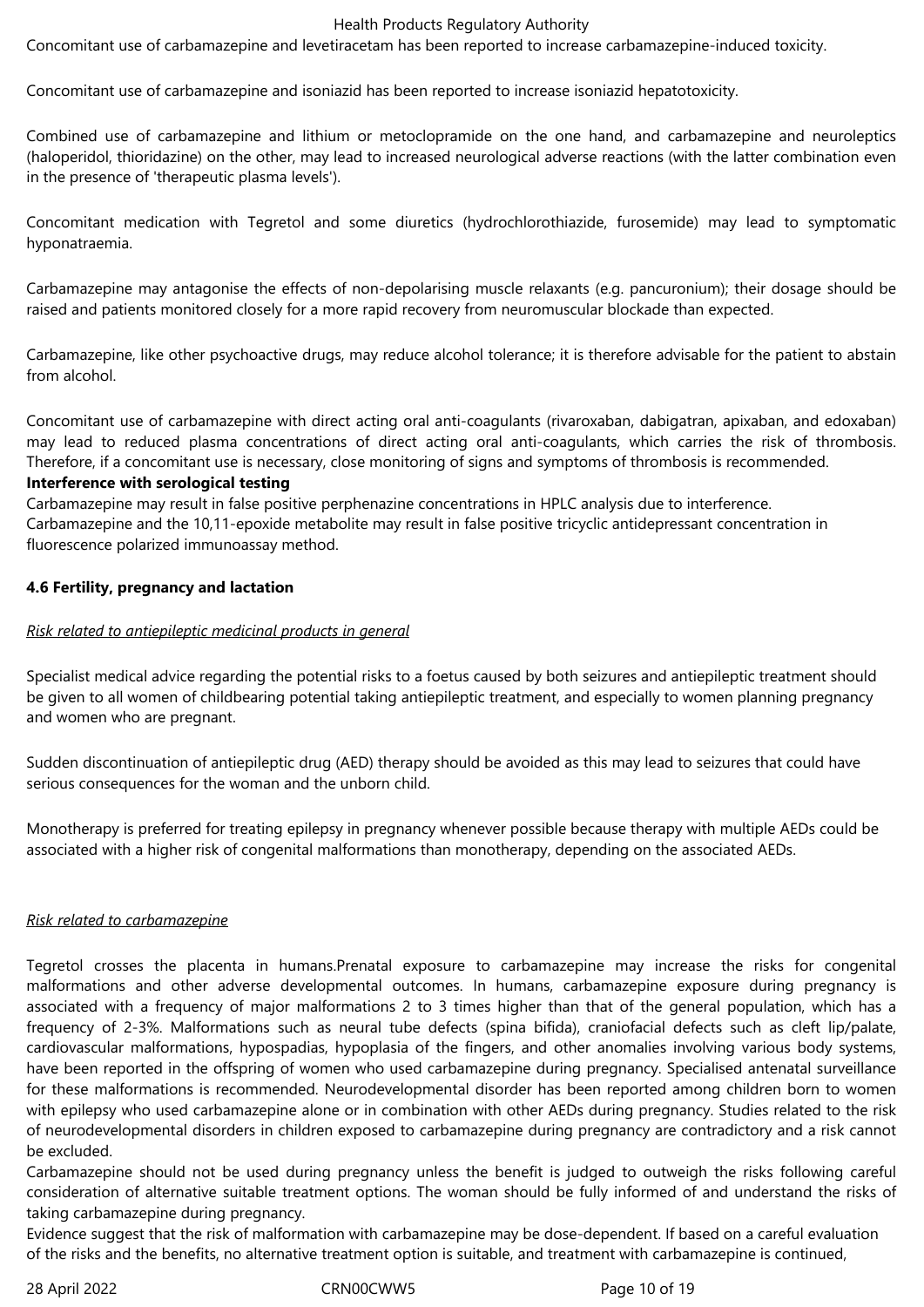Concomitant use of carbamazepine and levetiracetam has been reported to increase carbamazepine-induced toxicity.

Concomitant use of carbamazepine and isoniazid has been reported to increase isoniazid hepatotoxicity.

Combined use of carbamazepine and lithium or metoclopramide on the one hand, and carbamazepine and neuroleptics (haloperidol, thioridazine) on the other, may lead to increased neurological adverse reactions (with the latter combination even in the presence of 'therapeutic plasma levels').

Concomitant medication with Tegretol and some diuretics (hydrochlorothiazide, furosemide) may lead to symptomatic hyponatraemia.

Carbamazepine may antagonise the effects of non-depolarising muscle relaxants (e.g. pancuronium); their dosage should be raised and patients monitored closely for a more rapid recovery from neuromuscular blockade than expected.

Carbamazepine, like other psychoactive drugs, may reduce alcohol tolerance; it is therefore advisable for the patient to abstain from alcohol.

Concomitant use of carbamazepine with direct acting oral anti-coagulants (rivaroxaban, dabigatran, apixaban, and edoxaban) may lead to reduced plasma concentrations of direct acting oral anti-coagulants, which carries the risk of thrombosis. Therefore, if a concomitant use is necessary, close monitoring of signs and symptoms of thrombosis is recommended.

**Interference with serological testing**

Carbamazepine may result in false positive perphenazine concentrations in HPLC analysis due to interference.
Carbamazepine and the 10,11-epoxide metabolite may result in false positive tricyclic antidepressant concentration in fluorescence polarized immunoassay method.

**4.6 Fertility, pregnancy and lactation**

*Risk related to antiepileptic medicinal products in general*

Specialist medical advice regarding the potential risks to a foetus caused by both seizures and antiepileptic treatment should be given to all women of childbearing potential taking antiepileptic treatment, and especially to women planning pregnancy and women who are pregnant.

Sudden discontinuation of antiepileptic drug (AED) therapy should be avoided as this may lead to seizures that could have serious consequences for the woman and the unborn child.

Monotherapy is preferred for treating epilepsy in pregnancy whenever possible because therapy with multiple AEDs could be associated with a higher risk of congenital malformations than monotherapy, depending on the associated AEDs.

*Risk related to carbamazepine*

Tegretol crosses the placenta in humans.Prenatal exposure to carbamazepine may increase the risks for congenital malformations and other adverse developmental outcomes. In humans, carbamazepine exposure during pregnancy is associated with a frequency of major malformations 2 to 3 times higher than that of the general population, which has a frequency of 2-3%. Malformations such as neural tube defects (spina bifida), craniofacial defects such as cleft lip/palate, cardiovascular malformations, hypospadias, hypoplasia of the fingers, and other anomalies involving various body systems, have been reported in the offspring of women who used carbamazepine during pregnancy. Specialised antenatal surveillance for these malformations is recommended. Neurodevelopmental disorder has been reported among children born to women with epilepsy who used carbamazepine alone or in combination with other AEDs during pregnancy. Studies related to the risk of neurodevelopmental disorders in children exposed to carbamazepine during pregnancy are contradictory and a risk cannot be excluded.
Carbamazepine should not be used during pregnancy unless the benefit is judged to outweigh the risks following careful consideration of alternative suitable treatment options. The woman should be fully informed of and understand the risks of taking carbamazepine during pregnancy.
Evidence suggest that the risk of malformation with carbamazepine may be dose-dependent. If based on a careful evaluation of the risks and the benefits, no alternative treatment option is suitable, and treatment with carbamazepine is continued,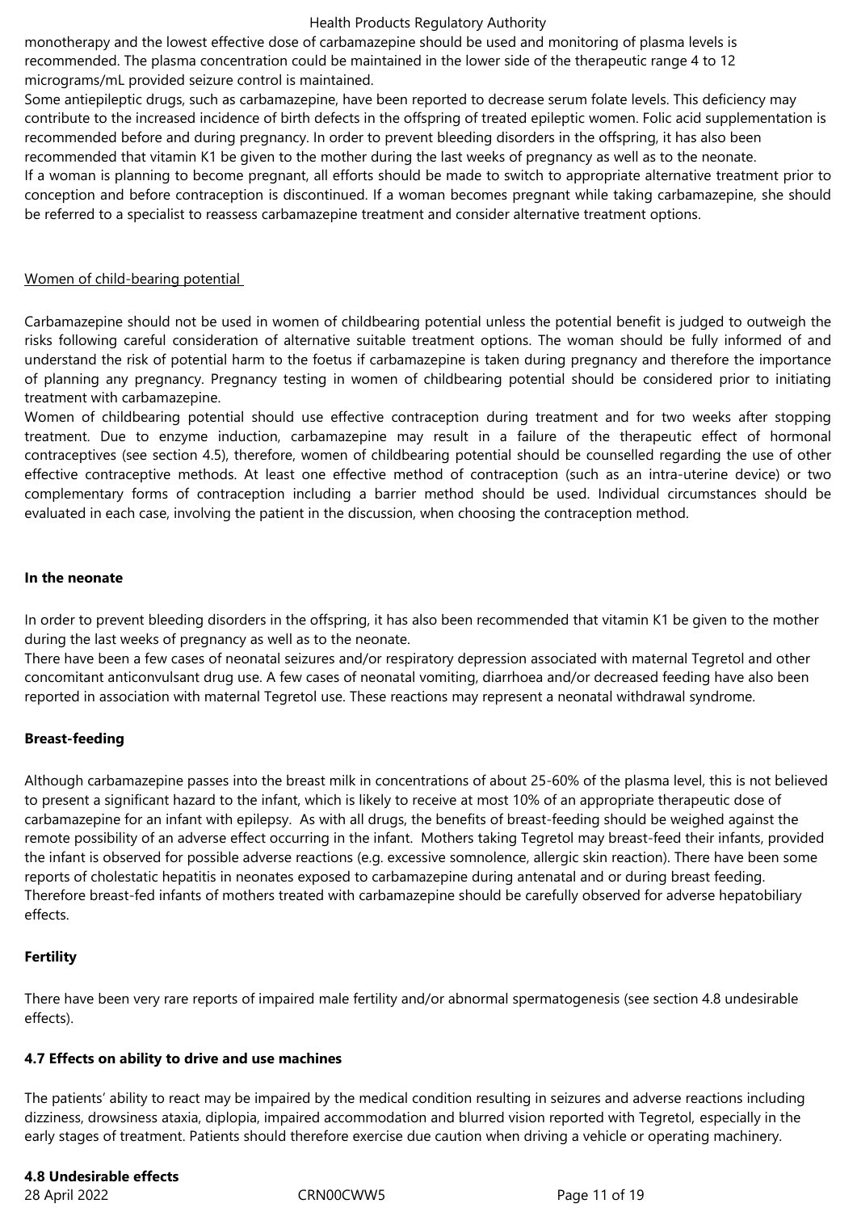monotherapy and the lowest effective dose of carbamazepine should be used and monitoring of plasma levels is recommended. The plasma concentration could be maintained in the lower side of the therapeutic range 4 to 12 micrograms/mL provided seizure control is maintained.

Some antiepileptic drugs, such as carbamazepine, have been reported to decrease serum folate levels. This deficiency may contribute to the increased incidence of birth defects in the offspring of treated epileptic women. Folic acid supplementation is recommended before and during pregnancy. In order to prevent bleeding disorders in the offspring, it has also been recommended that vitamin K1 be given to the mother during the last weeks of pregnancy as well as to the neonate.

If a woman is planning to become pregnant, all efforts should be made to switch to appropriate alternative treatment prior to conception and before contraception is discontinued. If a woman becomes pregnant while taking carbamazepine, she should be referred to a specialist to reassess carbamazepine treatment and consider alternative treatment options.

Women of child-bearing potential

Carbamazepine should not be used in women of childbearing potential unless the potential benefit is judged to outweigh the risks following careful consideration of alternative suitable treatment options. The woman should be fully informed of and understand the risk of potential harm to the foetus if carbamazepine is taken during pregnancy and therefore the importance of planning any pregnancy. Pregnancy testing in women of childbearing potential should be considered prior to initiating treatment with carbamazepine.

Women of childbearing potential should use effective contraception during treatment and for two weeks after stopping treatment. Due to enzyme induction, carbamazepine may result in a failure of the therapeutic effect of hormonal contraceptives (see section 4.5), therefore, women of childbearing potential should be counselled regarding the use of other effective contraceptive methods. At least one effective method of contraception (such as an intra-uterine device) or two complementary forms of contraception including a barrier method should be used. Individual circumstances should be evaluated in each case, involving the patient in the discussion, when choosing the contraception method.

**In the neonate**

In order to prevent bleeding disorders in the offspring, it has also been recommended that vitamin K1 be given to the mother during the last weeks of pregnancy as well as to the neonate.

There have been a few cases of neonatal seizures and/or respiratory depression associated with maternal Tegretol and other concomitant anticonvulsant drug use. A few cases of neonatal vomiting, diarrhoea and/or decreased feeding have also been reported in association with maternal Tegretol use. These reactions may represent a neonatal withdrawal syndrome.

**Breast-feeding**

Although carbamazepine passes into the breast milk in concentrations of about 25-60% of the plasma level, this is not believed to present a significant hazard to the infant, which is likely to receive at most 10% of an appropriate therapeutic dose of carbamazepine for an infant with epilepsy. As with all drugs, the benefits of breast-feeding should be weighed against the remote possibility of an adverse effect occurring in the infant. Mothers taking Tegretol may breast-feed their infants, provided the infant is observed for possible adverse reactions (e.g. excessive somnolence, allergic skin reaction). There have been some reports of cholestatic hepatitis in neonates exposed to carbamazepine during antenatal and or during breast feeding. Therefore breast-fed infants of mothers treated with carbamazepine should be carefully observed for adverse hepatobiliary effects.

**Fertility**

There have been very rare reports of impaired male fertility and/or abnormal spermatogenesis (see section 4.8 undesirable effects).

**4.7 Effects on ability to drive and use machines**

The patients' ability to react may be impaired by the medical condition resulting in seizures and adverse reactions including dizziness, drowsiness ataxia, diplopia, impaired accommodation and blurred vision reported with Tegretol, especially in the early stages of treatment. Patients should therefore exercise due caution when driving a vehicle or operating machinery.

**4.8 Undesirable effects**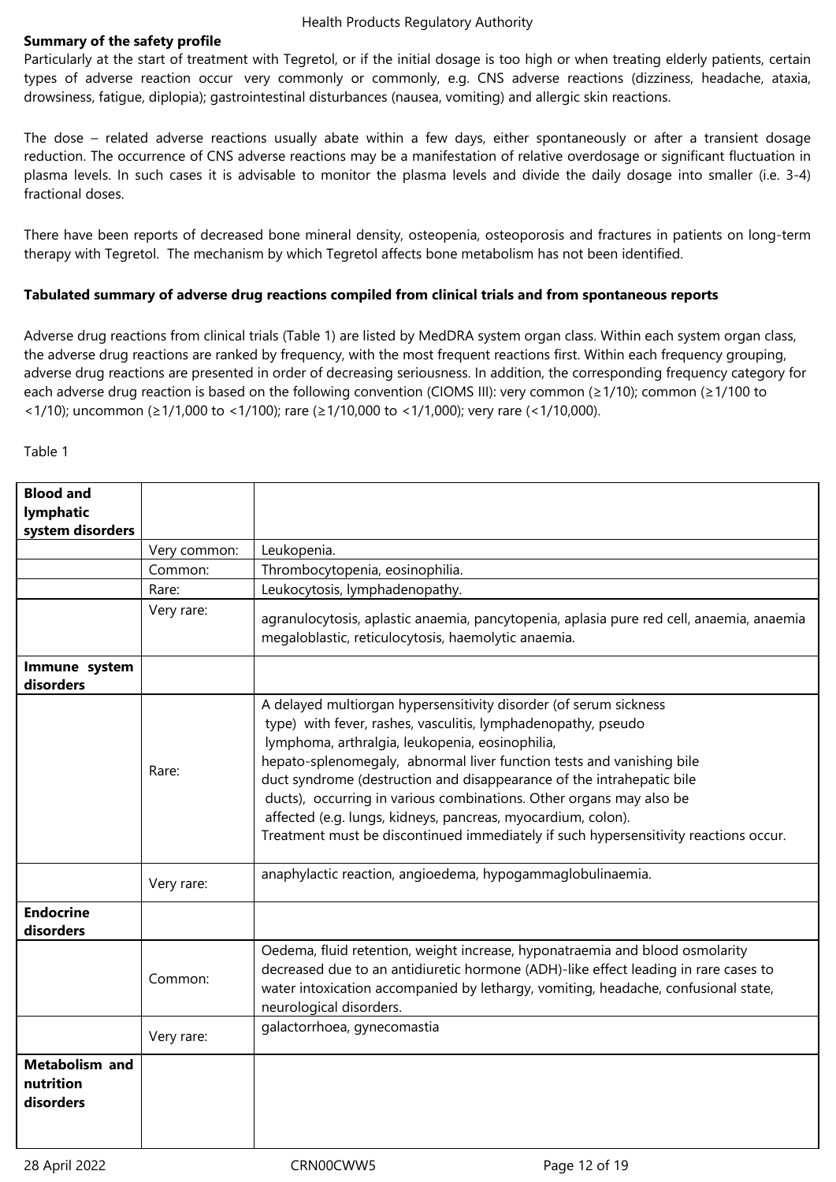**Summary of the safety profile**

Particularly at the start of treatment with Tegretol, or if the initial dosage is too high or when treating elderly patients, certain types of adverse reaction occur very commonly or commonly, e.g. CNS adverse reactions (dizziness, headache, ataxia, drowsiness, fatigue, diplopia); gastrointestinal disturbances (nausea, vomiting) and allergic skin reactions.

The dose – related adverse reactions usually abate within a few days, either spontaneously or after a transient dosage reduction. The occurrence of CNS adverse reactions may be a manifestation of relative overdosage or significant fluctuation in plasma levels. In such cases it is advisable to monitor the plasma levels and divide the daily dosage into smaller (i.e. 3-4) fractional doses.

There have been reports of decreased bone mineral density, osteopenia, osteoporosis and fractures in patients on long-term therapy with Tegretol. The mechanism by which Tegretol affects bone metabolism has not been identified.

**Tabulated summary of adverse drug reactions compiled from clinical trials and from spontaneous reports**

Adverse drug reactions from clinical trials (Table 1) are listed by MedDRA system organ class. Within each system organ class, the adverse drug reactions are ranked by frequency, with the most frequent reactions first. Within each frequency grouping, adverse drug reactions are presented in order of decreasing seriousness. In addition, the corresponding frequency category for each adverse drug reaction is based on the following convention (CIOMS III): very common (≥1/10); common (≥1/100 to <1/10); uncommon (≥1/1,000 to <1/100); rare (≥1/10,000 to <1/1,000); very rare (<1/10,000).

Table 1

| **Blood and lymphatic system disorders** | | |
|---|---|---|
| | Very common: | Leukopenia. |
| | Common: | Thrombocytopenia, eosinophilia. |
| | Rare: | Leukocytosis, lymphadenopathy. |
| | Very rare: | agranulocytosis, aplastic anaemia, pancytopenia, aplasia pure red cell, anaemia, anaemia megaloblastic, reticulocytosis, haemolytic anaemia. |
| **Immune system disorders** | | |
| | Rare: | A delayed multiorgan hypersensitivity disorder (of serum sickness type) with fever, rashes, vasculitis, lymphadenopathy, pseudo lymphoma, arthralgia, leukopenia, eosinophilia, hepato-splenomegaly, abnormal liver function tests and vanishing bile duct syndrome (destruction and disappearance of the intrahepatic bile ducts), occurring in various combinations. Other organs may also be affected (e.g. lungs, kidneys, pancreas, myocardium, colon). Treatment must be discontinued immediately if such hypersensitivity reactions occur. |
| | Very rare: | anaphylactic reaction, angioedema, hypogammaglobulinaemia. |
| **Endocrine disorders** | | |
| | Common: | Oedema, fluid retention, weight increase, hyponatraemia and blood osmolarity decreased due to an antidiuretic hormone (ADH)-like effect leading in rare cases to water intoxication accompanied by lethargy, vomiting, headache, confusional state, neurological disorders. |
| | Very rare: | galactorrhoea, gynecomastia |
| **Metabolism and nutrition disorders** | | |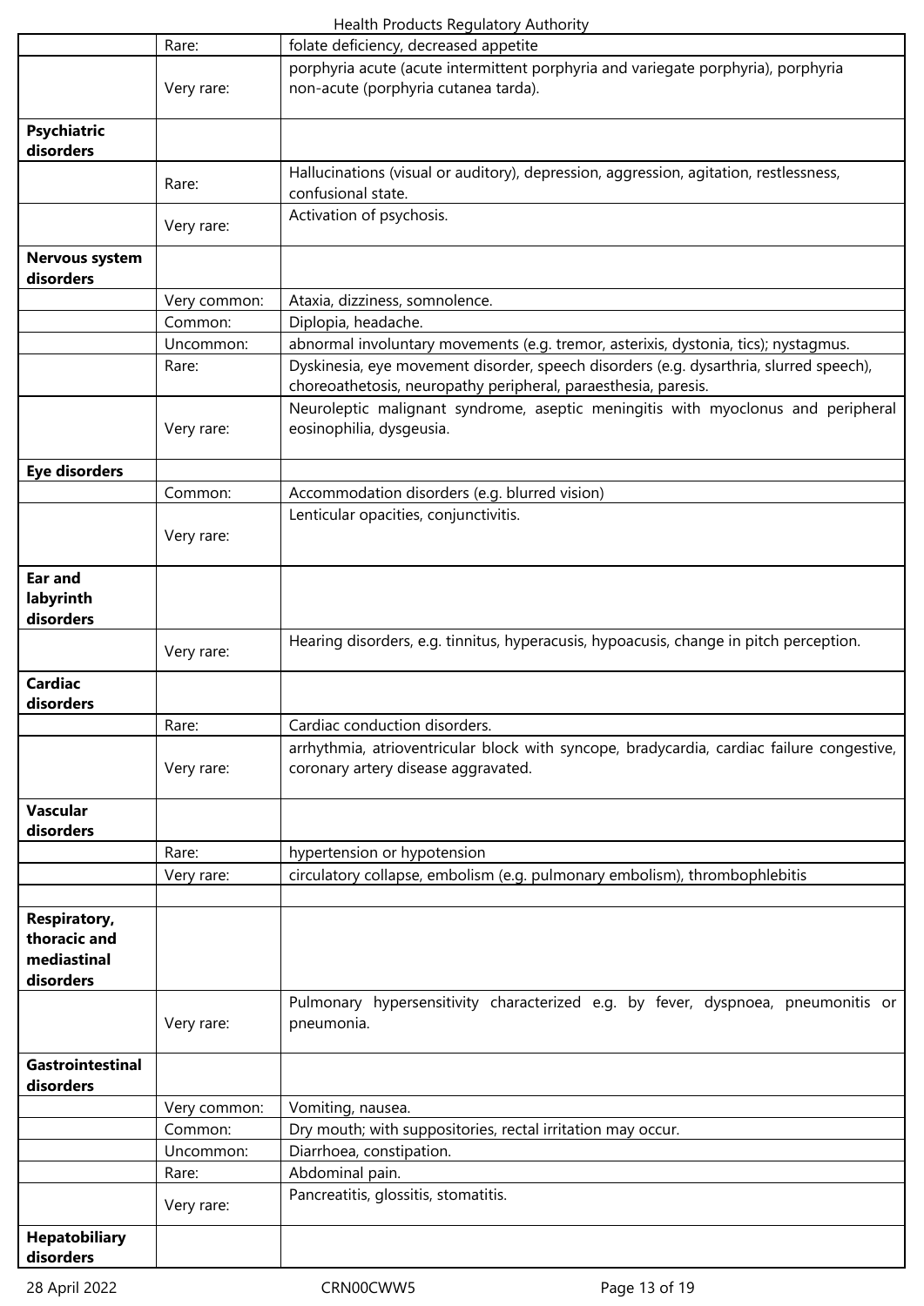| | | |
|---|---|---|
| | Rare: | folate deficiency, decreased appetite |
| | Very rare: | porphyria acute (acute intermittent porphyria and variegate porphyria), porphyria non-acute (porphyria cutanea tarda). |
| **Psychiatric disorders** | | |
| | Rare: | Hallucinations (visual or auditory), depression, aggression, agitation, restlessness, confusional state. |
| | Very rare: | Activation of psychosis. |
| **Nervous system disorders** | | |
| | Very common: | Ataxia, dizziness, somnolence. |
| | Common: | Diplopia, headache. |
| | Uncommon: | abnormal involuntary movements (e.g. tremor, asterixis, dystonia, tics); nystagmus. |
| | Rare: | Dyskinesia, eye movement disorder, speech disorders (e.g. dysarthria, slurred speech), choreoathetosis, neuropathy peripheral, paraesthesia, paresis. |
| | Very rare: | Neuroleptic malignant syndrome, aseptic meningitis with myoclonus and peripheral eosinophilia, dysgeusia. |
| **Eye disorders** | | |
| | Common: | Accommodation disorders (e.g. blurred vision) |
| | Very rare: | Lenticular opacities, conjunctivitis. |
| **Ear and labyrinth disorders** | | |
| | Very rare: | Hearing disorders, e.g. tinnitus, hyperacusis, hypoacusis, change in pitch perception. |
| **Cardiac disorders** | | |
| | Rare: | Cardiac conduction disorders. |
| | Very rare: | arrhythmia, atrioventricular block with syncope, bradycardia, cardiac failure congestive, coronary artery disease aggravated. |
| **Vascular disorders** | | |
| | Rare: | hypertension or hypotension |
| | Very rare: | circulatory collapse, embolism (e.g. pulmonary embolism), thrombophlebitis |
| | | |
| **Respiratory, thoracic and mediastinal disorders** | | |
| | Very rare: | Pulmonary hypersensitivity characterized e.g. by fever, dyspnoea, pneumonitis or pneumonia. |
| **Gastrointestinal disorders** | | |
| | Very common: | Vomiting, nausea. |
| | Common: | Dry mouth; with suppositories, rectal irritation may occur. |
| | Uncommon: | Diarrhoea, constipation. |
| | Rare: | Abdominal pain. |
| | Very rare: | Pancreatitis, glossitis, stomatitis. |
| **Hepatobiliary disorders** | | |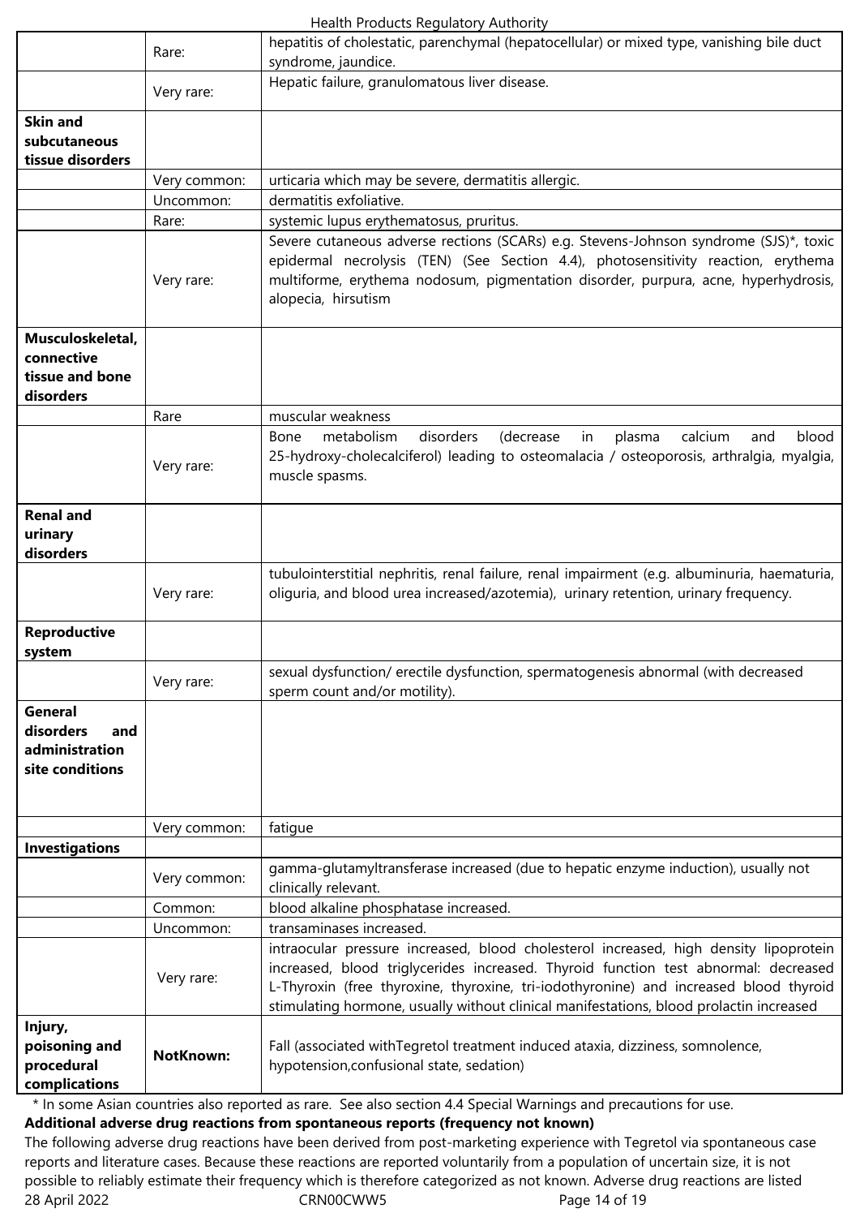| | | |
|---|---|---|
| | Rare: | hepatitis of cholestatic, parenchymal (hepatocellular) or mixed type, vanishing bile duct syndrome, jaundice. |
| | Very rare: | Hepatic failure, granulomatous liver disease. |
| **Skin and subcutaneous tissue disorders** | | |
| | Very common: | urticaria which may be severe, dermatitis allergic. |
| | Uncommon: | dermatitis exfoliative. |
| | Rare: | systemic lupus erythematosus, pruritus. |
| | Very rare: | Severe cutaneous adverse rections (SCARs) e.g. Stevens-Johnson syndrome (SJS)*, toxic epidermal necrolysis (TEN) (See Section 4.4), photosensitivity reaction, erythema multiforme, erythema nodosum, pigmentation disorder, purpura, acne, hyperhydrosis, alopecia, hirsutism |
| **Musculoskeletal, connective tissue and bone disorders** | | |
| | Rare | muscular weakness |
| | Very rare: | Bone metabolism disorders (decrease in plasma calcium and blood 25-hydroxy-cholecalciferol) leading to osteomalacia / osteoporosis, arthralgia, myalgia, muscle spasms. |
| **Renal and urinary disorders** | | |
| | Very rare: | tubulointerstitial nephritis, renal failure, renal impairment (e.g. albuminuria, haematuria, oliguria, and blood urea increased/azotemia), urinary retention, urinary frequency. |
| **Reproductive system** | | |
| | Very rare: | sexual dysfunction/ erectile dysfunction, spermatogenesis abnormal (with decreased sperm count and/or motility). |
| **General disorders and administration site conditions** | | |
| | Very common: | fatigue |
| **Investigations** | | |
| | Very common: | gamma-glutamyltransferase increased (due to hepatic enzyme induction), usually not clinically relevant. |
| | Common: | blood alkaline phosphatase increased. |
| | Uncommon: | transaminases increased. |
| | Very rare: | intraocular pressure increased, blood cholesterol increased, high density lipoprotein increased, blood triglycerides increased. Thyroid function test abnormal: decreased L-Thyroxin (free thyroxine, thyroxine, tri-iodothyronine) and increased blood thyroid stimulating hormone, usually without clinical manifestations, blood prolactin increased |
| **Injury, poisoning and procedural complications** | **NotKnown:** | Fall (associated withTegretol treatment induced ataxia, dizziness, somnolence, hypotension,confusional state, sedation) |

* In some Asian countries also reported as rare. See also section 4.4 Special Warnings and precautions for use.

**Additional adverse drug reactions from spontaneous reports (frequency not known)**

The following adverse drug reactions have been derived from post-marketing experience with Tegretol via spontaneous case reports and literature cases. Because these reactions are reported voluntarily from a population of uncertain size, it is not possible to reliably estimate their frequency which is therefore categorized as not known. Adverse drug reactions are listed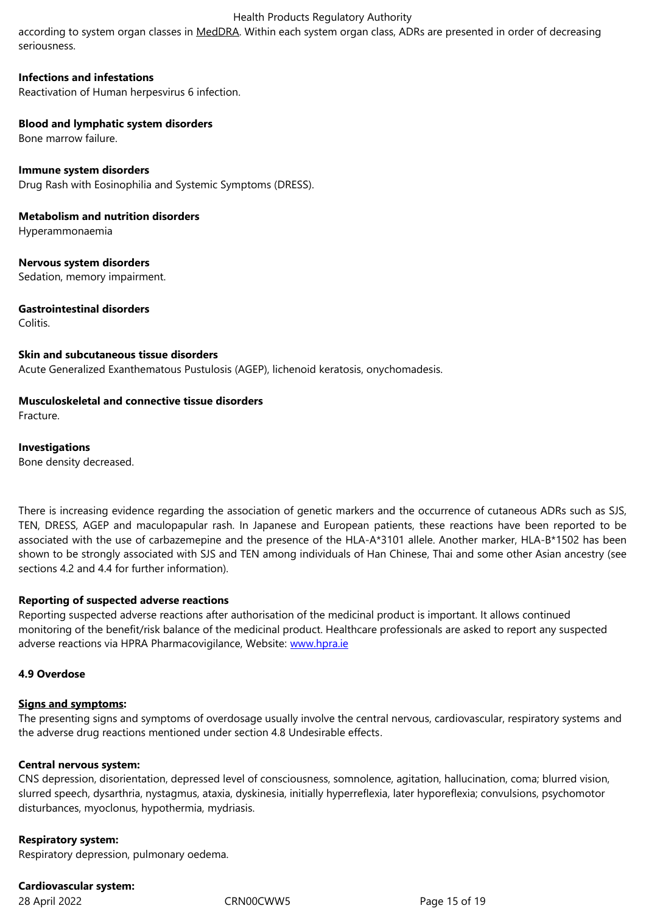according to system organ classes in MedDRA. Within each system organ class, ADRs are presented in order of decreasing seriousness.

**Infections and infestations**
Reactivation of Human herpesvirus 6 infection.

**Blood and lymphatic system disorders**
Bone marrow failure.

**Immune system disorders**
Drug Rash with Eosinophilia and Systemic Symptoms (DRESS).

**Metabolism and nutrition disorders**
Hyperammonaemia

**Nervous system disorders**
Sedation, memory impairment.

**Gastrointestinal disorders**
Colitis.

**Skin and subcutaneous tissue disorders**
Acute Generalized Exanthematous Pustulosis (AGEP), lichenoid keratosis, onychomadesis.

**Musculoskeletal and connective tissue disorders**
Fracture.

**Investigations**
Bone density decreased.

There is increasing evidence regarding the association of genetic markers and the occurrence of cutaneous ADRs such as SJS, TEN, DRESS, AGEP and maculopapular rash. In Japanese and European patients, these reactions have been reported to be associated with the use of carbazemepine and the presence of the HLA-A*3101 allele. Another marker, HLA-B*1502 has been shown to be strongly associated with SJS and TEN among individuals of Han Chinese, Thai and some other Asian ancestry (see sections 4.2 and 4.4 for further information).

**Reporting of suspected adverse reactions**
Reporting suspected adverse reactions after authorisation of the medicinal product is important. It allows continued monitoring of the benefit/risk balance of the medicinal product. Healthcare professionals are asked to report any suspected adverse reactions via HPRA Pharmacovigilance, Website: www.hpra.ie

**4.9 Overdose**

**Signs and symptoms:**
The presenting signs and symptoms of overdosage usually involve the central nervous, cardiovascular, respiratory systems and the adverse drug reactions mentioned under section 4.8 Undesirable effects.

**Central nervous system:**
CNS depression, disorientation, depressed level of consciousness, somnolence, agitation, hallucination, coma; blurred vision, slurred speech, dysarthria, nystagmus, ataxia, dyskinesia, initially hyperreflexia, later hyporeflexia; convulsions, psychomotor disturbances, myoclonus, hypothermia, mydriasis.

**Respiratory system:**
Respiratory depression, pulmonary oedema.

**Cardiovascular system:**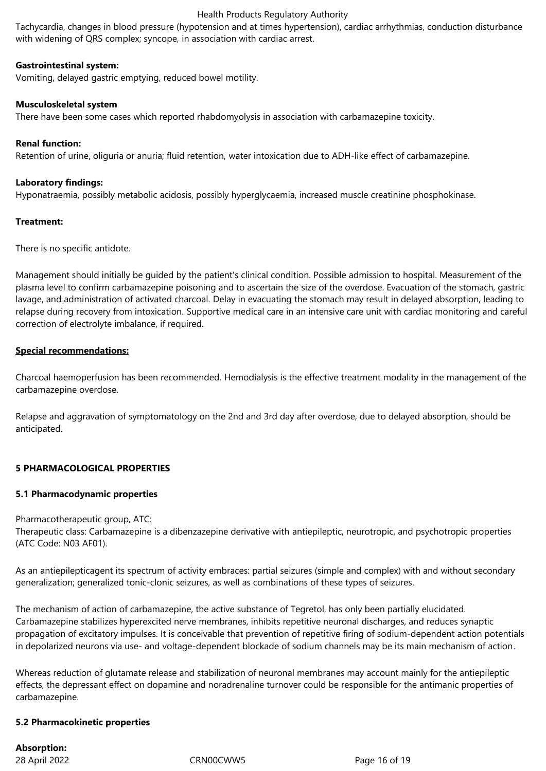Tachycardia, changes in blood pressure (hypotension and at times hypertension), cardiac arrhythmias, conduction disturbance with widening of QRS complex; syncope, in association with cardiac arrest.

**Gastrointestinal system:**

Vomiting, delayed gastric emptying, reduced bowel motility.

**Musculoskeletal system**

There have been some cases which reported rhabdomyolysis in association with carbamazepine toxicity.

**Renal function:**

Retention of urine, oliguria or anuria; fluid retention, water intoxication due to ADH-like effect of carbamazepine.

**Laboratory findings:**

Hyponatraemia, possibly metabolic acidosis, possibly hyperglycaemia, increased muscle creatinine phosphokinase.

**Treatment:**

There is no specific antidote.

Management should initially be guided by the patient's clinical condition. Possible admission to hospital. Measurement of the plasma level to confirm carbamazepine poisoning and to ascertain the size of the overdose. Evacuation of the stomach, gastric lavage, and administration of activated charcoal. Delay in evacuating the stomach may result in delayed absorption, leading to relapse during recovery from intoxication. Supportive medical care in an intensive care unit with cardiac monitoring and careful correction of electrolyte imbalance, if required.

**Special recommendations:**

Charcoal haemoperfusion has been recommended. Hemodialysis is the effective treatment modality in the management of the carbamazepine overdose.

Relapse and aggravation of symptomatology on the 2nd and 3rd day after overdose, due to delayed absorption, should be anticipated.

## 5 PHARMACOLOGICAL PROPERTIES

### 5.1 Pharmacodynamic properties

Pharmacotherapeutic group, ATC:

Therapeutic class: Carbamazepine is a dibenzazepine derivative with antiepileptic, neurotropic, and psychotropic properties (ATC Code: N03 AF01).

As an antiepilepticagent its spectrum of activity embraces: partial seizures (simple and complex) with and without secondary generalization; generalized tonic-clonic seizures, as well as combinations of these types of seizures.

The mechanism of action of carbamazepine, the active substance of Tegretol, has only been partially elucidated. Carbamazepine stabilizes hyperexcited nerve membranes, inhibits repetitive neuronal discharges, and reduces synaptic propagation of excitatory impulses. It is conceivable that prevention of repetitive firing of sodium-dependent action potentials in depolarized neurons via use- and voltage-dependent blockade of sodium channels may be its main mechanism of action.

Whereas reduction of glutamate release and stabilization of neuronal membranes may account mainly for the antiepileptic effects, the depressant effect on dopamine and noradrenaline turnover could be responsible for the antimanic properties of carbamazepine.

### 5.2 Pharmacokinetic properties

**Absorption:**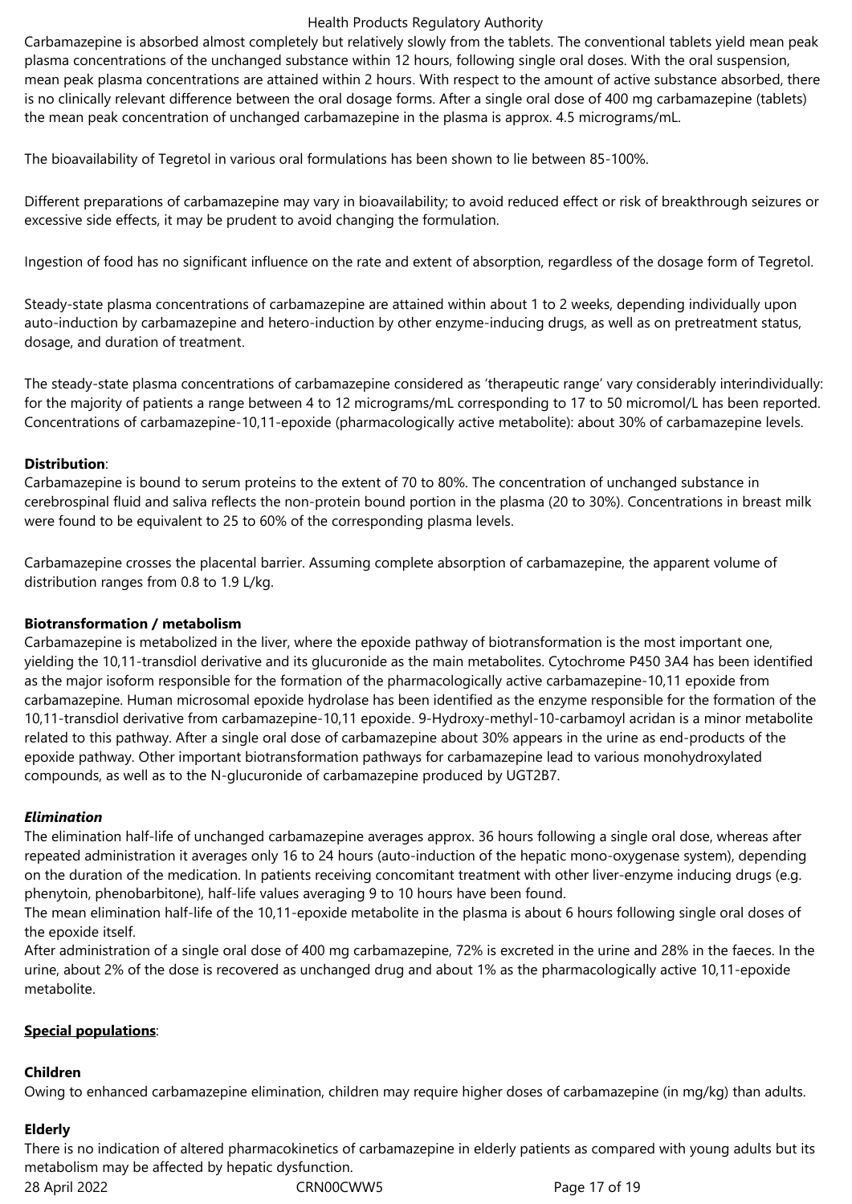Carbamazepine is absorbed almost completely but relatively slowly from the tablets. The conventional tablets yield mean peak plasma concentrations of the unchanged substance within 12 hours, following single oral doses. With the oral suspension, mean peak plasma concentrations are attained within 2 hours. With respect to the amount of active substance absorbed, there is no clinically relevant difference between the oral dosage forms. After a single oral dose of 400 mg carbamazepine (tablets) the mean peak concentration of unchanged carbamazepine in the plasma is approx. 4.5 micrograms/mL.

The bioavailability of Tegretol in various oral formulations has been shown to lie between 85-100%.

Different preparations of carbamazepine may vary in bioavailability; to avoid reduced effect or risk of breakthrough seizures or excessive side effects, it may be prudent to avoid changing the formulation.

Ingestion of food has no significant influence on the rate and extent of absorption, regardless of the dosage form of Tegretol.

Steady-state plasma concentrations of carbamazepine are attained within about 1 to 2 weeks, depending individually upon auto-induction by carbamazepine and hetero-induction by other enzyme-inducing drugs, as well as on pretreatment status, dosage, and duration of treatment.

The steady-state plasma concentrations of carbamazepine considered as 'therapeutic range' vary considerably interindividually: for the majority of patients a range between 4 to 12 micrograms/mL corresponding to 17 to 50 micromol/L has been reported. Concentrations of carbamazepine-10,11-epoxide (pharmacologically active metabolite): about 30% of carbamazepine levels.

**Distribution**:

Carbamazepine is bound to serum proteins to the extent of 70 to 80%. The concentration of unchanged substance in cerebrospinal fluid and saliva reflects the non-protein bound portion in the plasma (20 to 30%). Concentrations in breast milk were found to be equivalent to 25 to 60% of the corresponding plasma levels.

Carbamazepine crosses the placental barrier. Assuming complete absorption of carbamazepine, the apparent volume of distribution ranges from 0.8 to 1.9 L/kg.

**Biotransformation / metabolism**

Carbamazepine is metabolized in the liver, where the epoxide pathway of biotransformation is the most important one, yielding the 10,11-transdiol derivative and its glucuronide as the main metabolites. Cytochrome P450 3A4 has been identified as the major isoform responsible for the formation of the pharmacologically active carbamazepine-10,11 epoxide from carbamazepine. Human microsomal epoxide hydrolase has been identified as the enzyme responsible for the formation of the 10,11-transdiol derivative from carbamazepine-10,11 epoxide. 9-Hydroxy-methyl-10-carbamoyl acridan is a minor metabolite related to this pathway. After a single oral dose of carbamazepine about 30% appears in the urine as end-products of the epoxide pathway. Other important biotransformation pathways for carbamazepine lead to various monohydroxylated compounds, as well as to the N-glucuronide of carbamazepine produced by UGT2B7.

***Elimination***

The elimination half-life of unchanged carbamazepine averages approx. 36 hours following a single oral dose, whereas after repeated administration it averages only 16 to 24 hours (auto-induction of the hepatic mono-oxygenase system), depending on the duration of the medication. In patients receiving concomitant treatment with other liver-enzyme inducing drugs (e.g. phenytoin, phenobarbitone), half-life values averaging 9 to 10 hours have been found.

The mean elimination half-life of the 10,11-epoxide metabolite in the plasma is about 6 hours following single oral doses of the epoxide itself.

After administration of a single oral dose of 400 mg carbamazepine, 72% is excreted in the urine and 28% in the faeces. In the urine, about 2% of the dose is recovered as unchanged drug and about 1% as the pharmacologically active 10,11-epoxide metabolite.

**Special populations**:

**Children**

Owing to enhanced carbamazepine elimination, children may require higher doses of carbamazepine (in mg/kg) than adults.

**Elderly**

There is no indication of altered pharmacokinetics of carbamazepine in elderly patients as compared with young adults but its metabolism may be affected by hepatic dysfunction.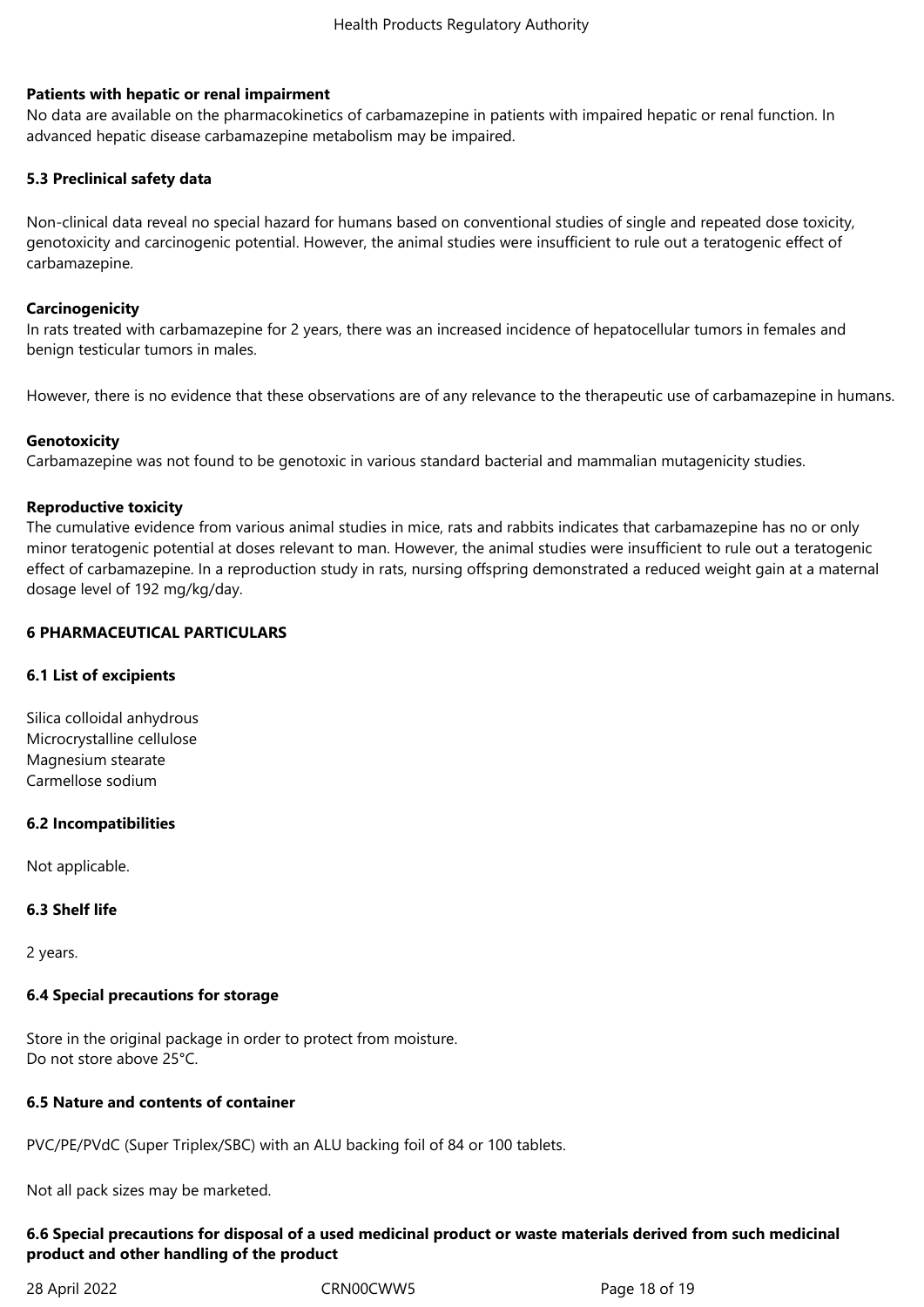**Patients with hepatic or renal impairment**

No data are available on the pharmacokinetics of carbamazepine in patients with impaired hepatic or renal function. In advanced hepatic disease carbamazepine metabolism may be impaired.

### 5.3 Preclinical safety data

Non-clinical data reveal no special hazard for humans based on conventional studies of single and repeated dose toxicity, genotoxicity and carcinogenic potential. However, the animal studies were insufficient to rule out a teratogenic effect of carbamazepine.

**Carcinogenicity**

In rats treated with carbamazepine for 2 years, there was an increased incidence of hepatocellular tumors in females and benign testicular tumors in males.

However, there is no evidence that these observations are of any relevance to the therapeutic use of carbamazepine in humans.

**Genotoxicity**

Carbamazepine was not found to be genotoxic in various standard bacterial and mammalian mutagenicity studies.

**Reproductive toxicity**

The cumulative evidence from various animal studies in mice, rats and rabbits indicates that carbamazepine has no or only minor teratogenic potential at doses relevant to man. However, the animal studies were insufficient to rule out a teratogenic effect of carbamazepine. In a reproduction study in rats, nursing offspring demonstrated a reduced weight gain at a maternal dosage level of 192 mg/kg/day.

## 6 PHARMACEUTICAL PARTICULARS

### 6.1 List of excipients

Silica colloidal anhydrous
Microcrystalline cellulose
Magnesium stearate
Carmellose sodium

### 6.2 Incompatibilities

Not applicable.

### 6.3 Shelf life

2 years.

### 6.4 Special precautions for storage

Store in the original package in order to protect from moisture.
Do not store above 25°C.

### 6.5 Nature and contents of container

PVC/PE/PVdC (Super Triplex/SBC) with an ALU backing foil of 84 or 100 tablets.

Not all pack sizes may be marketed.

### 6.6 Special precautions for disposal of a used medicinal product or waste materials derived from such medicinal product and other handling of the product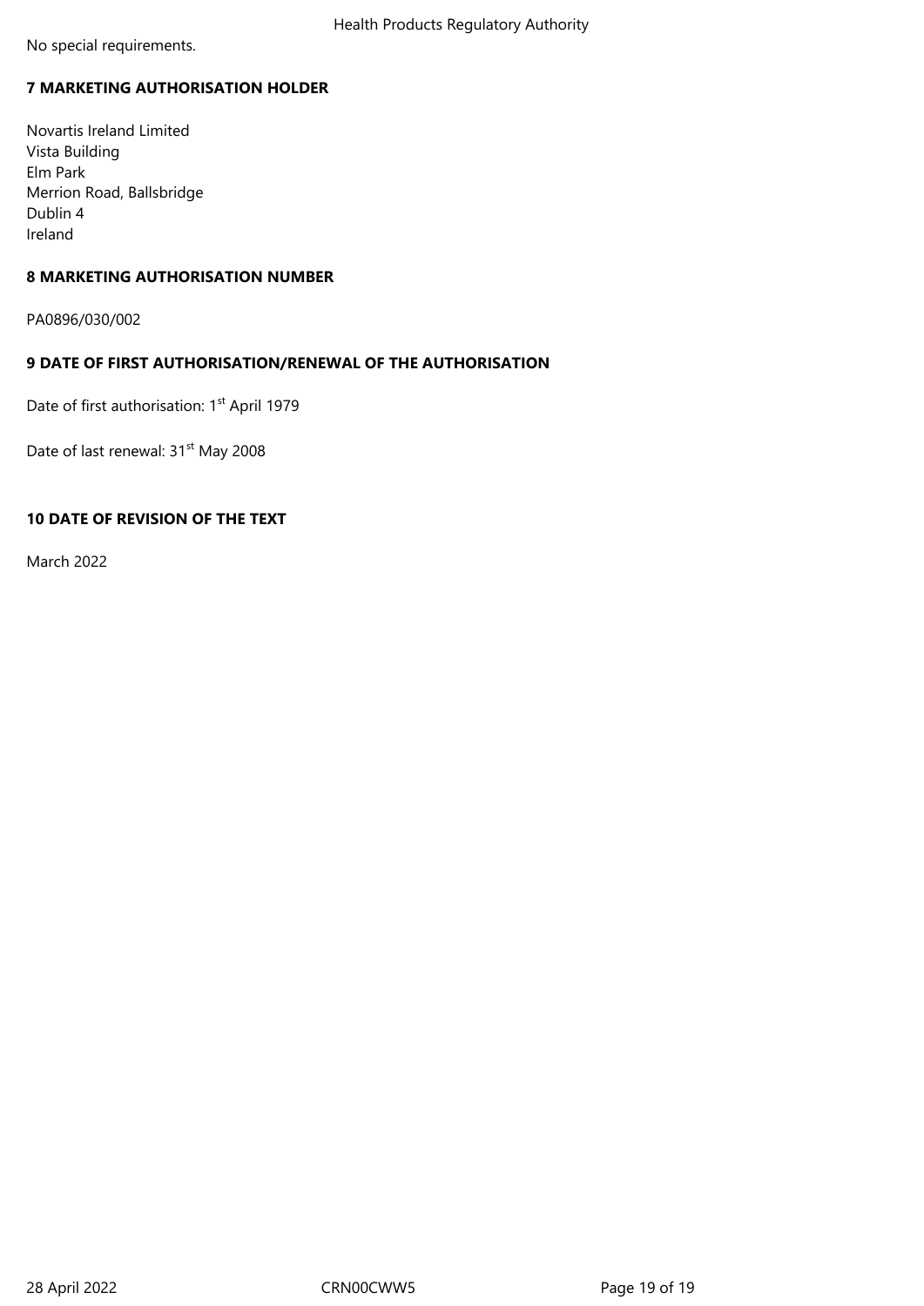No special requirements.

## 7 MARKETING AUTHORISATION HOLDER

Novartis Ireland Limited
Vista Building
Elm Park
Merrion Road, Ballsbridge
Dublin 4
Ireland

## 8 MARKETING AUTHORISATION NUMBER

PA0896/030/002

## 9 DATE OF FIRST AUTHORISATION/RENEWAL OF THE AUTHORISATION

Date of first authorisation: 1st April 1979

Date of last renewal: 31st May 2008

## 10 DATE OF REVISION OF THE TEXT

March 2022